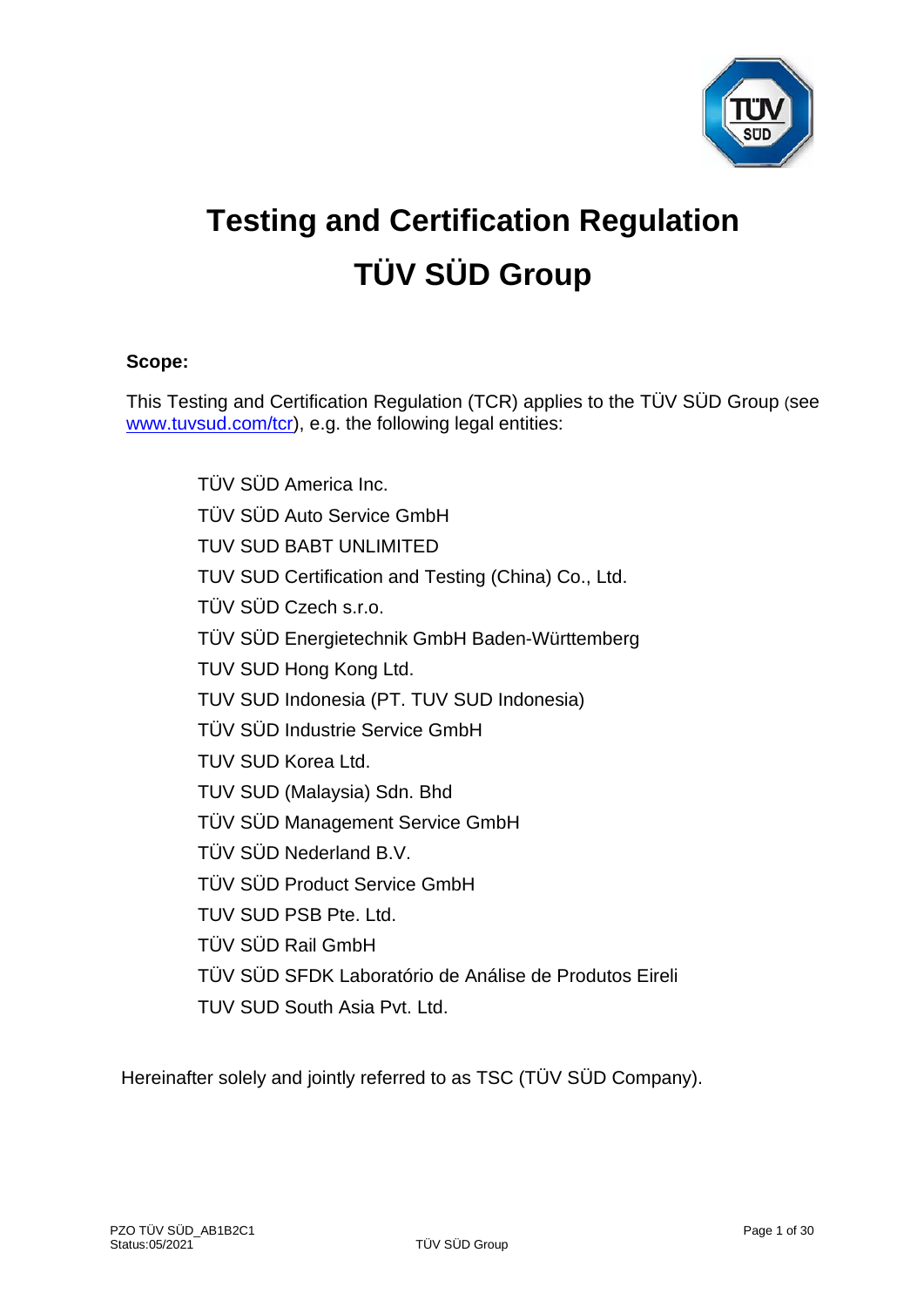# Testing and Certification Regulation
# TÜV SÜD Group

**Scope:**

This Testing and Certification Regulation (TCR) applies to the TÜV SÜD Group (see www.tuvsud.com/tcr), e.g. the following legal entities:

TÜV SÜD America Inc.
TÜV SÜD Auto Service GmbH
TUV SUD BABT UNLIMITED
TUV SUD Certification and Testing (China) Co., Ltd.
TÜV SÜD Czech s.r.o.
TÜV SÜD Energietechnik GmbH Baden-Württemberg
TUV SUD Hong Kong Ltd.
TUV SUD Indonesia (PT. TUV SUD Indonesia)
TÜV SÜD Industrie Service GmbH
TUV SUD Korea Ltd.
TUV SUD (Malaysia) Sdn. Bhd
TÜV SÜD Management Service GmbH
TÜV SÜD Nederland B.V.
TÜV SÜD Product Service GmbH
TUV SUD PSB Pte. Ltd.
TÜV SÜD Rail GmbH
TÜV SÜD SFDK Laboratório de Análise de Produtos Eireli
TUV SUD South Asia Pvt. Ltd.

Hereinafter solely and jointly referred to as TSC (TÜV SÜD Company).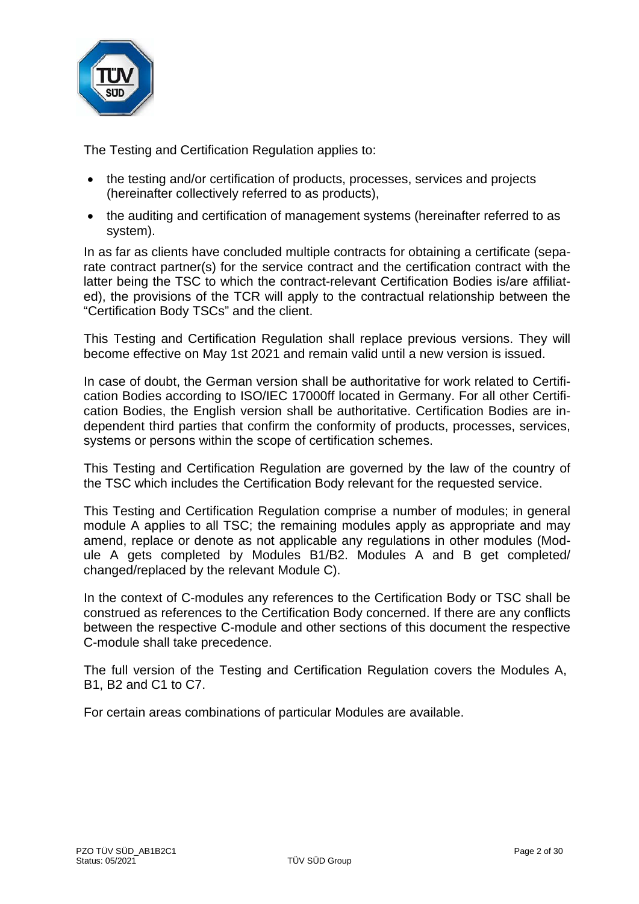The Testing and Certification Regulation applies to:

- the testing and/or certification of products, processes, services and projects (hereinafter collectively referred to as products),
- the auditing and certification of management systems (hereinafter referred to as system).

In as far as clients have concluded multiple contracts for obtaining a certificate (separate contract partner(s) for the service contract and the certification contract with the latter being the TSC to which the contract-relevant Certification Bodies is/are affiliated), the provisions of the TCR will apply to the contractual relationship between the "Certification Body TSCs" and the client.

This Testing and Certification Regulation shall replace previous versions. They will become effective on May 1st 2021 and remain valid until a new version is issued.

In case of doubt, the German version shall be authoritative for work related to Certification Bodies according to ISO/IEC 17000ff located in Germany. For all other Certification Bodies, the English version shall be authoritative. Certification Bodies are independent third parties that confirm the conformity of products, processes, services, systems or persons within the scope of certification schemes.

This Testing and Certification Regulation are governed by the law of the country of the TSC which includes the Certification Body relevant for the requested service.

This Testing and Certification Regulation comprise a number of modules; in general module A applies to all TSC; the remaining modules apply as appropriate and may amend, replace or denote as not applicable any regulations in other modules (Module A gets completed by Modules B1/B2. Modules A and B get completed/ changed/replaced by the relevant Module C).

In the context of C-modules any references to the Certification Body or TSC shall be construed as references to the Certification Body concerned. If there are any conflicts between the respective C-module and other sections of this document the respective C-module shall take precedence.

The full version of the Testing and Certification Regulation covers the Modules A, B1, B2 and C1 to C7.

For certain areas combinations of particular Modules are available.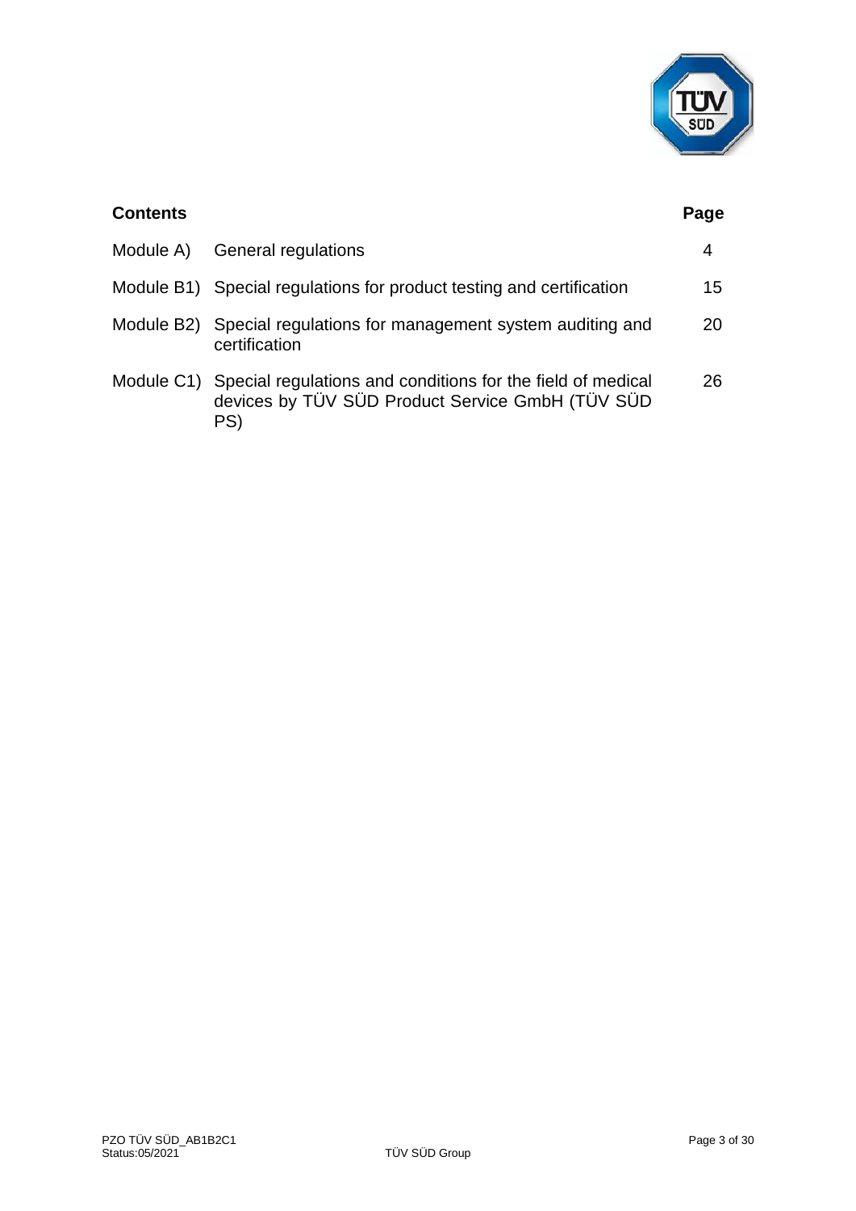| Contents | | Page |
|---|---|---|
| Module A) | General regulations | 4 |
| Module B1) | Special regulations for product testing and certification | 15 |
| Module B2) | Special regulations for management system auditing and certification | 20 |
| Module C1) | Special regulations and conditions for the field of medical devices by TÜV SÜD Product Service GmbH (TÜV SÜD PS) | 26 |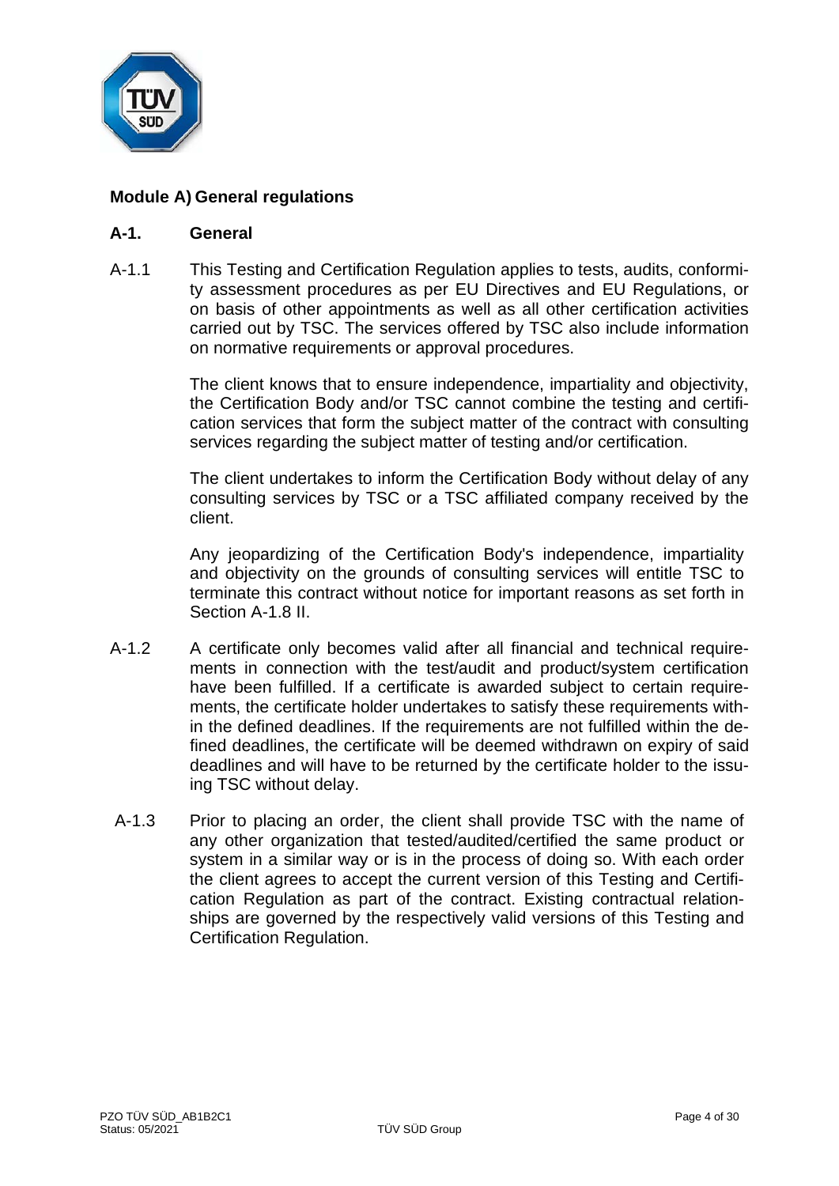## Module A) General regulations

### A-1. General

A-1.1 This Testing and Certification Regulation applies to tests, audits, conformity assessment procedures as per EU Directives and EU Regulations, or on basis of other appointments as well as all other certification activities carried out by TSC. The services offered by TSC also include information on normative requirements or approval procedures.

The client knows that to ensure independence, impartiality and objectivity, the Certification Body and/or TSC cannot combine the testing and certification services that form the subject matter of the contract with consulting services regarding the subject matter of testing and/or certification.

The client undertakes to inform the Certification Body without delay of any consulting services by TSC or a TSC affiliated company received by the client.

Any jeopardizing of the Certification Body's independence, impartiality and objectivity on the grounds of consulting services will entitle TSC to terminate this contract without notice for important reasons as set forth in Section A-1.8 II.

A-1.2 A certificate only becomes valid after all financial and technical requirements in connection with the test/audit and product/system certification have been fulfilled. If a certificate is awarded subject to certain requirements, the certificate holder undertakes to satisfy these requirements within the defined deadlines. If the requirements are not fulfilled within the defined deadlines, the certificate will be deemed withdrawn on expiry of said deadlines and will have to be returned by the certificate holder to the issuing TSC without delay.

A-1.3 Prior to placing an order, the client shall provide TSC with the name of any other organization that tested/audited/certified the same product or system in a similar way or is in the process of doing so. With each order the client agrees to accept the current version of this Testing and Certification Regulation as part of the contract. Existing contractual relationships are governed by the respectively valid versions of this Testing and Certification Regulation.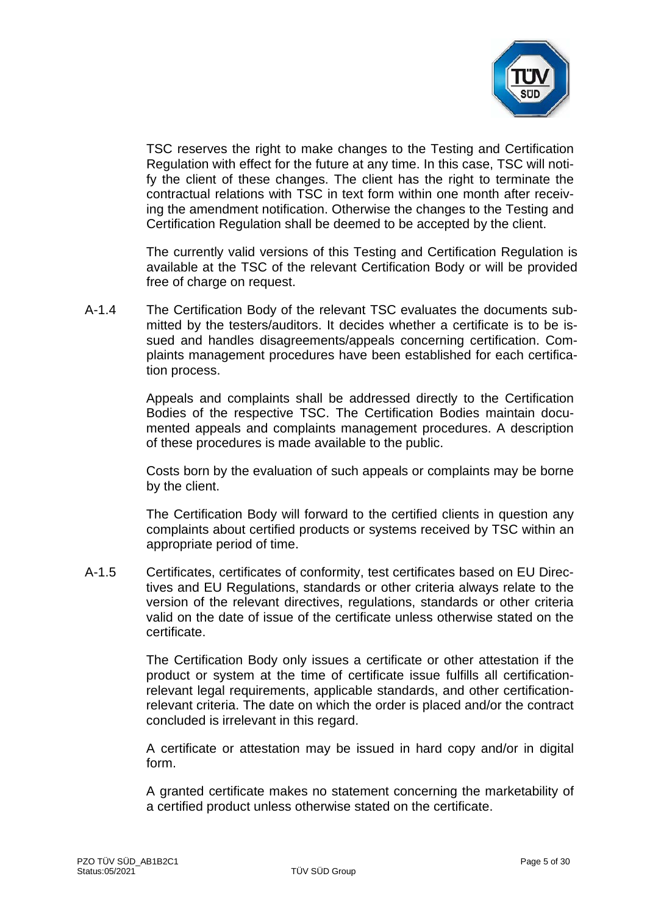TSC reserves the right to make changes to the Testing and Certification Regulation with effect for the future at any time. In this case, TSC will notify the client of these changes. The client has the right to terminate the contractual relations with TSC in text form within one month after receiving the amendment notification. Otherwise the changes to the Testing and Certification Regulation shall be deemed to be accepted by the client.

The currently valid versions of this Testing and Certification Regulation is available at the TSC of the relevant Certification Body or will be provided free of charge on request.

A-1.4 The Certification Body of the relevant TSC evaluates the documents submitted by the testers/auditors. It decides whether a certificate is to be issued and handles disagreements/appeals concerning certification. Complaints management procedures have been established for each certification process.

Appeals and complaints shall be addressed directly to the Certification Bodies of the respective TSC. The Certification Bodies maintain documented appeals and complaints management procedures. A description of these procedures is made available to the public.

Costs born by the evaluation of such appeals or complaints may be borne by the client.

The Certification Body will forward to the certified clients in question any complaints about certified products or systems received by TSC within an appropriate period of time.

A-1.5 Certificates, certificates of conformity, test certificates based on EU Directives and EU Regulations, standards or other criteria always relate to the version of the relevant directives, regulations, standards or other criteria valid on the date of issue of the certificate unless otherwise stated on the certificate.

The Certification Body only issues a certificate or other attestation if the product or system at the time of certificate issue fulfills all certification-relevant legal requirements, applicable standards, and other certification-relevant criteria. The date on which the order is placed and/or the contract concluded is irrelevant in this regard.

A certificate or attestation may be issued in hard copy and/or in digital form.

A granted certificate makes no statement concerning the marketability of a certified product unless otherwise stated on the certificate.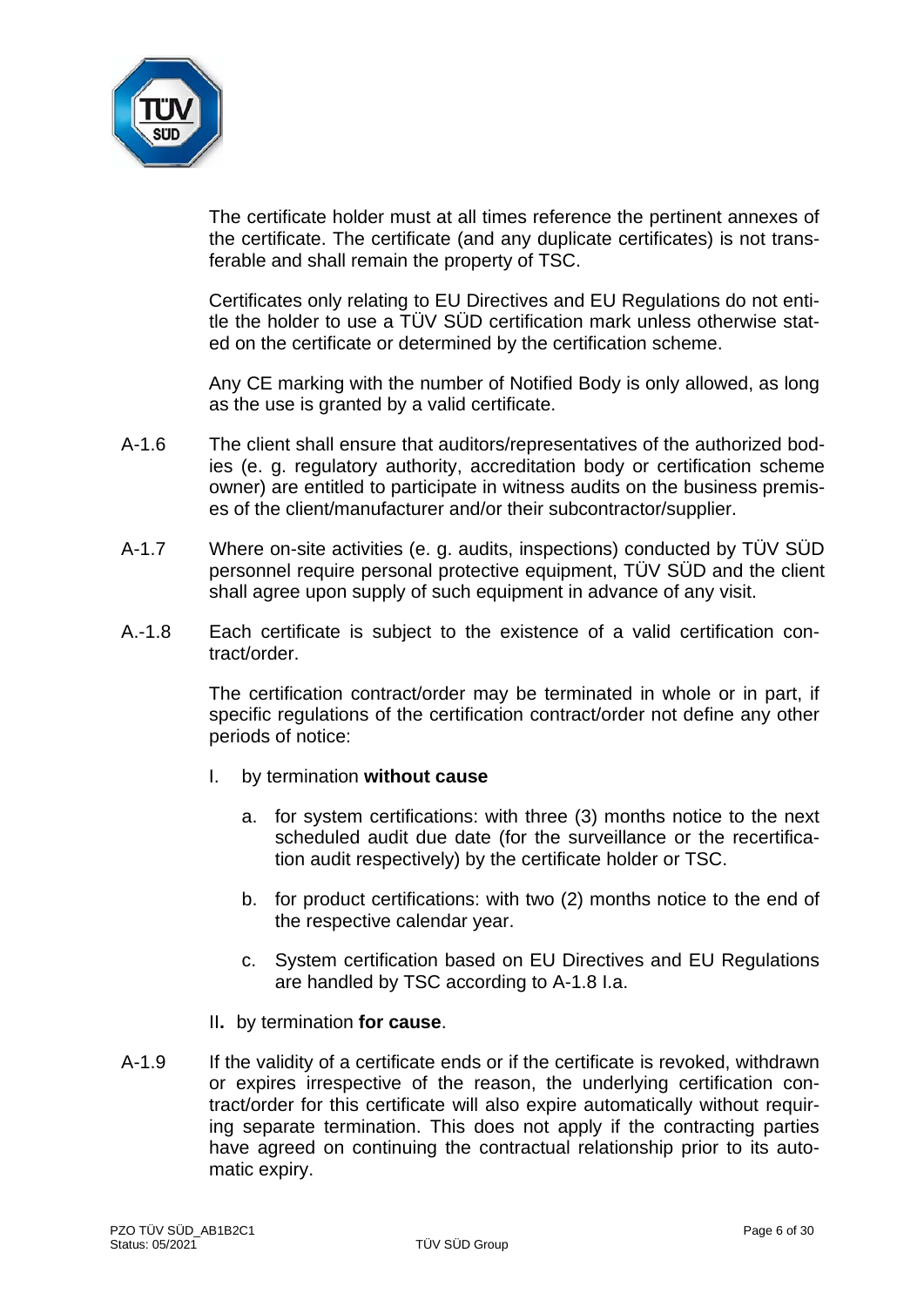The certificate holder must at all times reference the pertinent annexes of the certificate. The certificate (and any duplicate certificates) is not transferable and shall remain the property of TSC.

Certificates only relating to EU Directives and EU Regulations do not entitle the holder to use a TÜV SÜD certification mark unless otherwise stated on the certificate or determined by the certification scheme.

Any CE marking with the number of Notified Body is only allowed, as long as the use is granted by a valid certificate.

A-1.6 The client shall ensure that auditors/representatives of the authorized bodies (e. g. regulatory authority, accreditation body or certification scheme owner) are entitled to participate in witness audits on the business premises of the client/manufacturer and/or their subcontractor/supplier.

A-1.7 Where on-site activities (e. g. audits, inspections) conducted by TÜV SÜD personnel require personal protective equipment, TÜV SÜD and the client shall agree upon supply of such equipment in advance of any visit.

A.-1.8 Each certificate is subject to the existence of a valid certification contract/order.

The certification contract/order may be terminated in whole or in part, if specific regulations of the certification contract/order not define any other periods of notice:

I. by termination **without cause**

   a. for system certifications: with three (3) months notice to the next scheduled audit due date (for the surveillance or the recertification audit respectively) by the certificate holder or TSC.

   b. for product certifications: with two (2) months notice to the end of the respective calendar year.

   c. System certification based on EU Directives and EU Regulations are handled by TSC according to A-1.8 I.a.

II**.** by termination **for cause**.

A-1.9 If the validity of a certificate ends or if the certificate is revoked, withdrawn or expires irrespective of the reason, the underlying certification contract/order for this certificate will also expire automatically without requiring separate termination. This does not apply if the contracting parties have agreed on continuing the contractual relationship prior to its automatic expiry.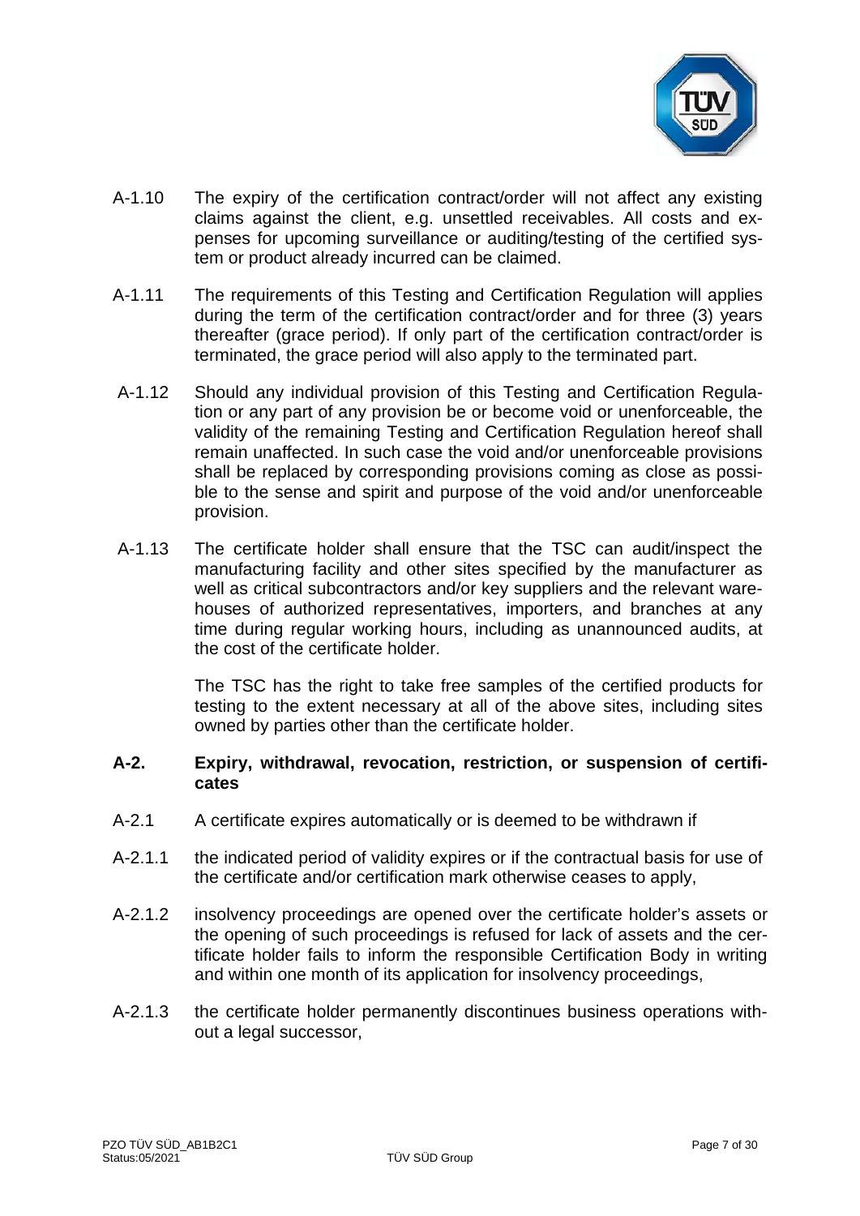A-1.10 The expiry of the certification contract/order will not affect any existing claims against the client, e.g. unsettled receivables. All costs and expenses for upcoming surveillance or auditing/testing of the certified system or product already incurred can be claimed.

A-1.11 The requirements of this Testing and Certification Regulation will applies during the term of the certification contract/order and for three (3) years thereafter (grace period). If only part of the certification contract/order is terminated, the grace period will also apply to the terminated part.

A-1.12 Should any individual provision of this Testing and Certification Regulation or any part of any provision be or become void or unenforceable, the validity of the remaining Testing and Certification Regulation hereof shall remain unaffected. In such case the void and/or unenforceable provisions shall be replaced by corresponding provisions coming as close as possible to the sense and spirit and purpose of the void and/or unenforceable provision.

A-1.13 The certificate holder shall ensure that the TSC can audit/inspect the manufacturing facility and other sites specified by the manufacturer as well as critical subcontractors and/or key suppliers and the relevant warehouses of authorized representatives, importers, and branches at any time during regular working hours, including as unannounced audits, at the cost of the certificate holder.

The TSC has the right to take free samples of the certified products for testing to the extent necessary at all of the above sites, including sites owned by parties other than the certificate holder.

## A-2. Expiry, withdrawal, revocation, restriction, or suspension of certificates

A-2.1 A certificate expires automatically or is deemed to be withdrawn if

A-2.1.1 the indicated period of validity expires or if the contractual basis for use of the certificate and/or certification mark otherwise ceases to apply,

A-2.1.2 insolvency proceedings are opened over the certificate holder's assets or the opening of such proceedings is refused for lack of assets and the certificate holder fails to inform the responsible Certification Body in writing and within one month of its application for insolvency proceedings,

A-2.1.3 the certificate holder permanently discontinues business operations without a legal successor,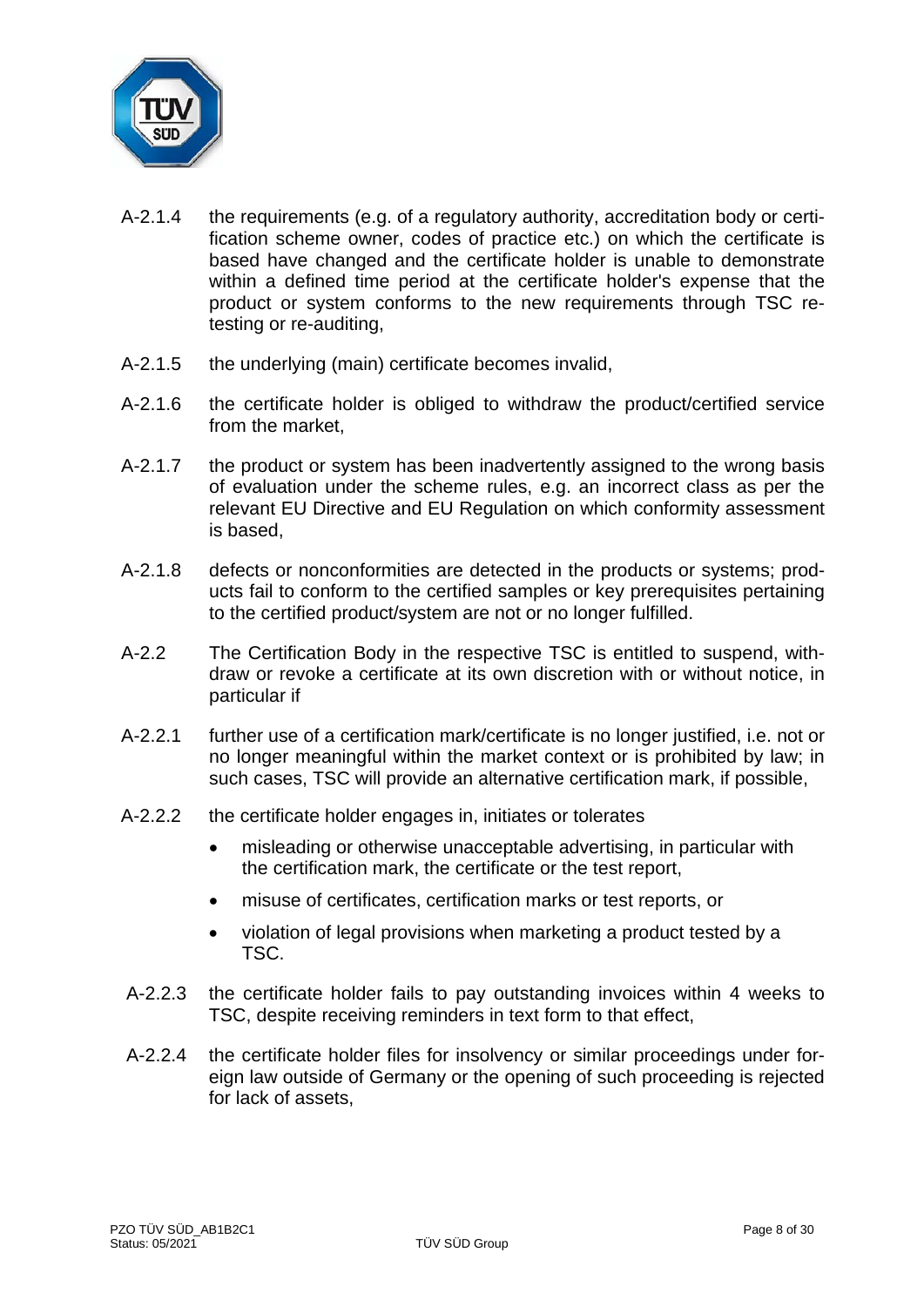A-2.1.4 the requirements (e.g. of a regulatory authority, accreditation body or certification scheme owner, codes of practice etc.) on which the certificate is based have changed and the certificate holder is unable to demonstrate within a defined time period at the certificate holder's expense that the product or system conforms to the new requirements through TSC re-testing or re-auditing,

A-2.1.5 the underlying (main) certificate becomes invalid,

A-2.1.6 the certificate holder is obliged to withdraw the product/certified service from the market,

A-2.1.7 the product or system has been inadvertently assigned to the wrong basis of evaluation under the scheme rules, e.g. an incorrect class as per the relevant EU Directive and EU Regulation on which conformity assessment is based,

A-2.1.8 defects or nonconformities are detected in the products or systems; products fail to conform to the certified samples or key prerequisites pertaining to the certified product/system are not or no longer fulfilled.

A-2.2 The Certification Body in the respective TSC is entitled to suspend, withdraw or revoke a certificate at its own discretion with or without notice, in particular if

A-2.2.1 further use of a certification mark/certificate is no longer justified, i.e. not or no longer meaningful within the market context or is prohibited by law; in such cases, TSC will provide an alternative certification mark, if possible,

A-2.2.2 the certificate holder engages in, initiates or tolerates

- misleading or otherwise unacceptable advertising, in particular with the certification mark, the certificate or the test report,
- misuse of certificates, certification marks or test reports, or
- violation of legal provisions when marketing a product tested by a TSC.

A-2.2.3 the certificate holder fails to pay outstanding invoices within 4 weeks to TSC, despite receiving reminders in text form to that effect,

A-2.2.4 the certificate holder files for insolvency or similar proceedings under foreign law outside of Germany or the opening of such proceeding is rejected for lack of assets,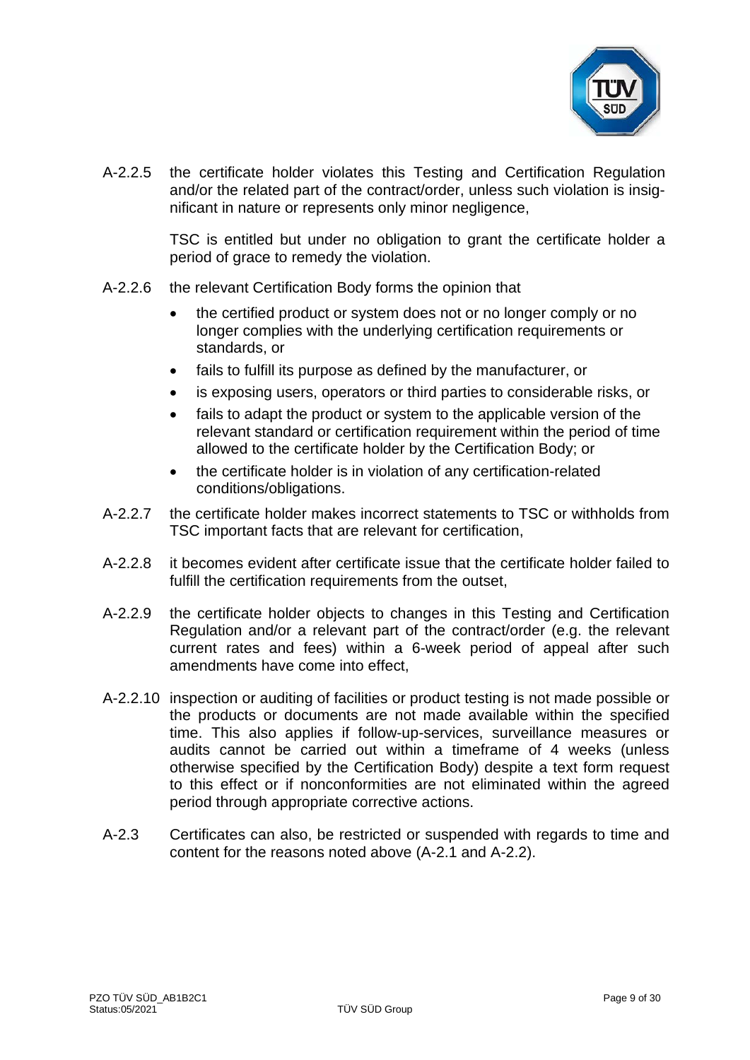A-2.2.5 the certificate holder violates this Testing and Certification Regulation and/or the related part of the contract/order, unless such violation is insignificant in nature or represents only minor negligence,

TSC is entitled but under no obligation to grant the certificate holder a period of grace to remedy the violation.

A-2.2.6 the relevant Certification Body forms the opinion that

- the certified product or system does not or no longer comply or no longer complies with the underlying certification requirements or standards, or
- fails to fulfill its purpose as defined by the manufacturer, or
- is exposing users, operators or third parties to considerable risks, or
- fails to adapt the product or system to the applicable version of the relevant standard or certification requirement within the period of time allowed to the certificate holder by the Certification Body; or
- the certificate holder is in violation of any certification-related conditions/obligations.

A-2.2.7 the certificate holder makes incorrect statements to TSC or withholds from TSC important facts that are relevant for certification,

A-2.2.8 it becomes evident after certificate issue that the certificate holder failed to fulfill the certification requirements from the outset,

A-2.2.9 the certificate holder objects to changes in this Testing and Certification Regulation and/or a relevant part of the contract/order (e.g. the relevant current rates and fees) within a 6-week period of appeal after such amendments have come into effect,

A-2.2.10 inspection or auditing of facilities or product testing is not made possible or the products or documents are not made available within the specified time. This also applies if follow-up-services, surveillance measures or audits cannot be carried out within a timeframe of 4 weeks (unless otherwise specified by the Certification Body) despite a text form request to this effect or if nonconformities are not eliminated within the agreed period through appropriate corrective actions.

A-2.3 Certificates can also, be restricted or suspended with regards to time and content for the reasons noted above (A-2.1 and A-2.2).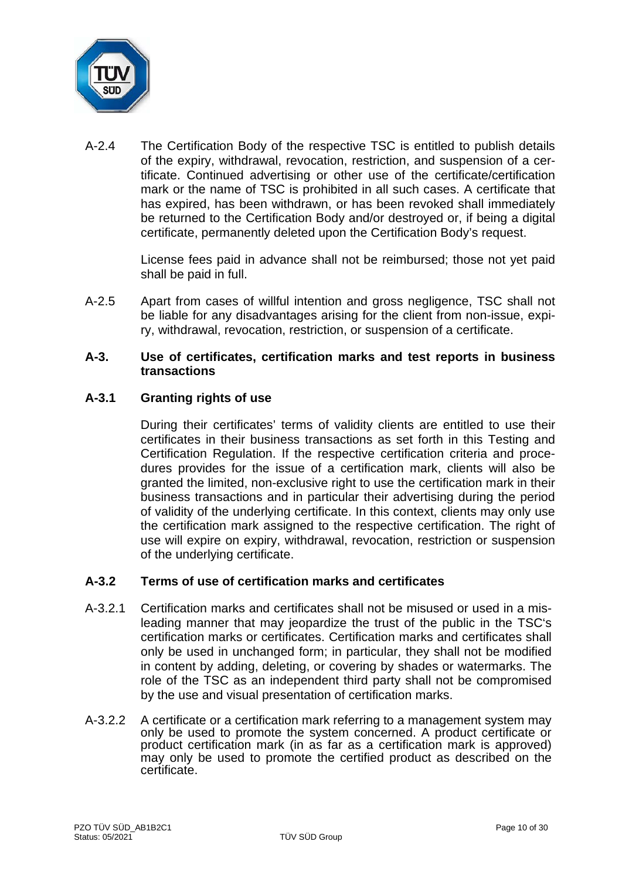A-2.4 The Certification Body of the respective TSC is entitled to publish details of the expiry, withdrawal, revocation, restriction, and suspension of a certificate. Continued advertising or other use of the certificate/certification mark or the name of TSC is prohibited in all such cases. A certificate that has expired, has been withdrawn, or has been revoked shall immediately be returned to the Certification Body and/or destroyed or, if being a digital certificate, permanently deleted upon the Certification Body's request.

License fees paid in advance shall not be reimbursed; those not yet paid shall be paid in full.

A-2.5 Apart from cases of willful intention and gross negligence, TSC shall not be liable for any disadvantages arising for the client from non-issue, expiry, withdrawal, revocation, restriction, or suspension of a certificate.

## A-3. Use of certificates, certification marks and test reports in business transactions

### A-3.1 Granting rights of use

During their certificates' terms of validity clients are entitled to use their certificates in their business transactions as set forth in this Testing and Certification Regulation. If the respective certification criteria and procedures provides for the issue of a certification mark, clients will also be granted the limited, non-exclusive right to use the certification mark in their business transactions and in particular their advertising during the period of validity of the underlying certificate. In this context, clients may only use the certification mark assigned to the respective certification. The right of use will expire on expiry, withdrawal, revocation, restriction or suspension of the underlying certificate.

### A-3.2 Terms of use of certification marks and certificates

A-3.2.1 Certification marks and certificates shall not be misused or used in a misleading manner that may jeopardize the trust of the public in the TSC's certification marks or certificates. Certification marks and certificates shall only be used in unchanged form; in particular, they shall not be modified in content by adding, deleting, or covering by shades or watermarks. The role of the TSC as an independent third party shall not be compromised by the use and visual presentation of certification marks.

A-3.2.2 A certificate or a certification mark referring to a management system may only be used to promote the system concerned. A product certificate or product certification mark (in as far as a certification mark is approved) may only be used to promote the certified product as described on the certificate.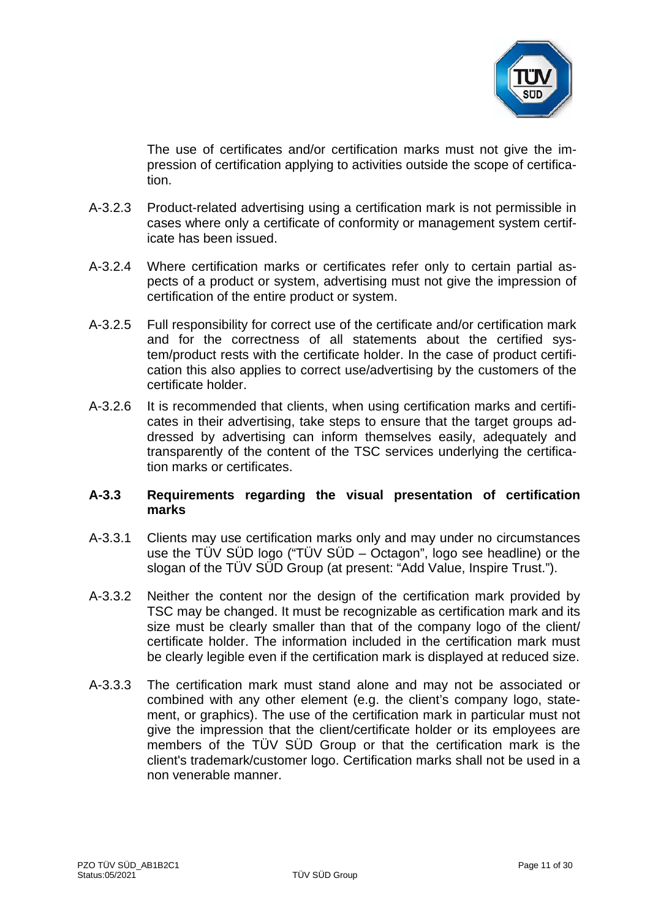The use of certificates and/or certification marks must not give the impression of certification applying to activities outside the scope of certification.

A-3.2.3 Product-related advertising using a certification mark is not permissible in cases where only a certificate of conformity or management system certificate has been issued.

A-3.2.4 Where certification marks or certificates refer only to certain partial aspects of a product or system, advertising must not give the impression of certification of the entire product or system.

A-3.2.5 Full responsibility for correct use of the certificate and/or certification mark and for the correctness of all statements about the certified system/product rests with the certificate holder. In the case of product certification this also applies to correct use/advertising by the customers of the certificate holder.

A-3.2.6 It is recommended that clients, when using certification marks and certificates in their advertising, take steps to ensure that the target groups addressed by advertising can inform themselves easily, adequately and transparently of the content of the TSC services underlying the certification marks or certificates.

### A-3.3 Requirements regarding the visual presentation of certification marks

A-3.3.1 Clients may use certification marks only and may under no circumstances use the TÜV SÜD logo ("TÜV SÜD – Octagon", logo see headline) or the slogan of the TÜV SÜD Group (at present: "Add Value, Inspire Trust.").

A-3.3.2 Neither the content nor the design of the certification mark provided by TSC may be changed. It must be recognizable as certification mark and its size must be clearly smaller than that of the company logo of the client/ certificate holder. The information included in the certification mark must be clearly legible even if the certification mark is displayed at reduced size.

A-3.3.3 The certification mark must stand alone and may not be associated or combined with any other element (e.g. the client's company logo, statement, or graphics). The use of the certification mark in particular must not give the impression that the client/certificate holder or its employees are members of the TÜV SÜD Group or that the certification mark is the client's trademark/customer logo. Certification marks shall not be used in a non venerable manner.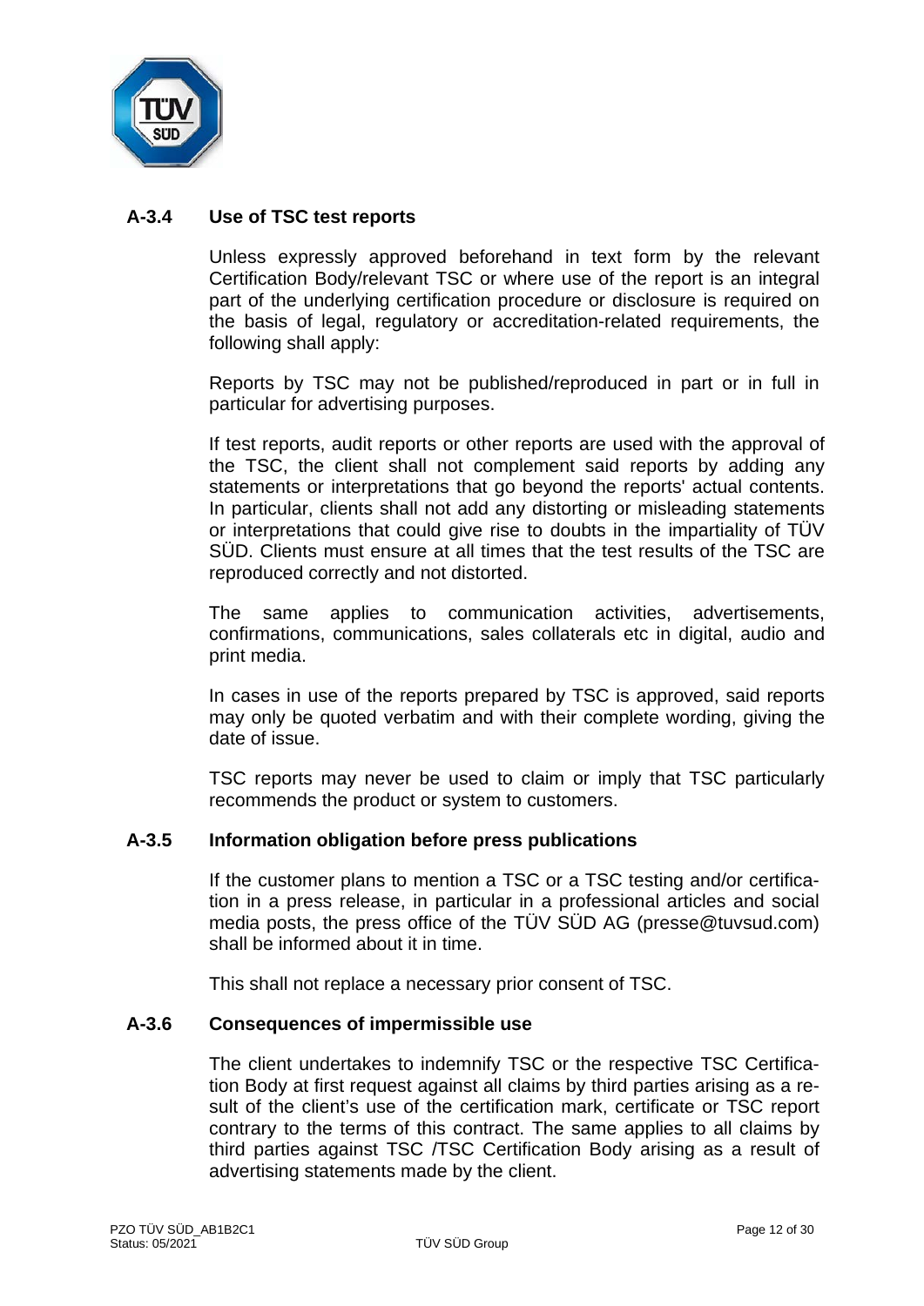### A-3.4 Use of TSC test reports

Unless expressly approved beforehand in text form by the relevant Certification Body/relevant TSC or where use of the report is an integral part of the underlying certification procedure or disclosure is required on the basis of legal, regulatory or accreditation-related requirements, the following shall apply:

Reports by TSC may not be published/reproduced in part or in full in particular for advertising purposes.

If test reports, audit reports or other reports are used with the approval of the TSC, the client shall not complement said reports by adding any statements or interpretations that go beyond the reports' actual contents. In particular, clients shall not add any distorting or misleading statements or interpretations that could give rise to doubts in the impartiality of TÜV SÜD. Clients must ensure at all times that the test results of the TSC are reproduced correctly and not distorted.

The same applies to communication activities, advertisements, confirmations, communications, sales collaterals etc in digital, audio and print media.

In cases in use of the reports prepared by TSC is approved, said reports may only be quoted verbatim and with their complete wording, giving the date of issue.

TSC reports may never be used to claim or imply that TSC particularly recommends the product or system to customers.

### A-3.5 Information obligation before press publications

If the customer plans to mention a TSC or a TSC testing and/or certification in a press release, in particular in a professional articles and social media posts, the press office of the TÜV SÜD AG (presse@tuvsud.com) shall be informed about it in time.

This shall not replace a necessary prior consent of TSC.

### A-3.6 Consequences of impermissible use

The client undertakes to indemnify TSC or the respective TSC Certification Body at first request against all claims by third parties arising as a result of the client's use of the certification mark, certificate or TSC report contrary to the terms of this contract. The same applies to all claims by third parties against TSC /TSC Certification Body arising as a result of advertising statements made by the client.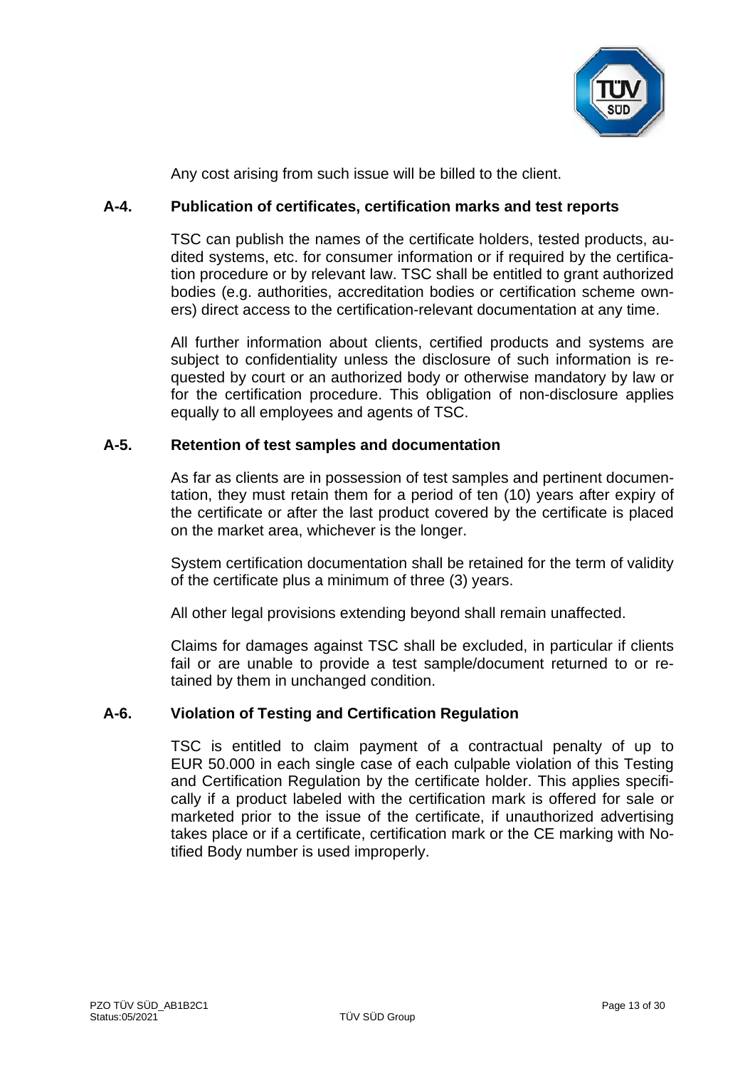Any cost arising from such issue will be billed to the client.

### A-4. Publication of certificates, certification marks and test reports

TSC can publish the names of the certificate holders, tested products, audited systems, etc. for consumer information or if required by the certification procedure or by relevant law. TSC shall be entitled to grant authorized bodies (e.g. authorities, accreditation bodies or certification scheme owners) direct access to the certification-relevant documentation at any time.

All further information about clients, certified products and systems are subject to confidentiality unless the disclosure of such information is requested by court or an authorized body or otherwise mandatory by law or for the certification procedure. This obligation of non-disclosure applies equally to all employees and agents of TSC.

### A-5. Retention of test samples and documentation

As far as clients are in possession of test samples and pertinent documentation, they must retain them for a period of ten (10) years after expiry of the certificate or after the last product covered by the certificate is placed on the market area, whichever is the longer.

System certification documentation shall be retained for the term of validity of the certificate plus a minimum of three (3) years.

All other legal provisions extending beyond shall remain unaffected.

Claims for damages against TSC shall be excluded, in particular if clients fail or are unable to provide a test sample/document returned to or retained by them in unchanged condition.

### A-6. Violation of Testing and Certification Regulation

TSC is entitled to claim payment of a contractual penalty of up to EUR 50.000 in each single case of each culpable violation of this Testing and Certification Regulation by the certificate holder. This applies specifically if a product labeled with the certification mark is offered for sale or marketed prior to the issue of the certificate, if unauthorized advertising takes place or if a certificate, certification mark or the CE marking with Notified Body number is used improperly.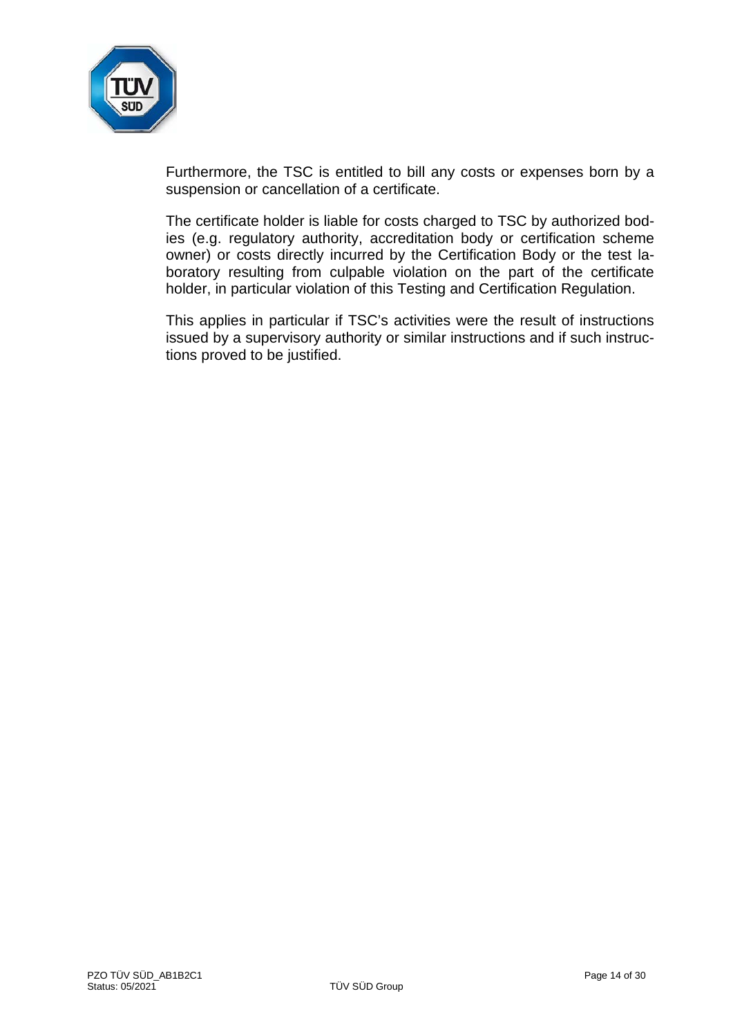Furthermore, the TSC is entitled to bill any costs or expenses born by a suspension or cancellation of a certificate.

The certificate holder is liable for costs charged to TSC by authorized bodies (e.g. regulatory authority, accreditation body or certification scheme owner) or costs directly incurred by the Certification Body or the test laboratory resulting from culpable violation on the part of the certificate holder, in particular violation of this Testing and Certification Regulation.

This applies in particular if TSC's activities were the result of instructions issued by a supervisory authority or similar instructions and if such instructions proved to be justified.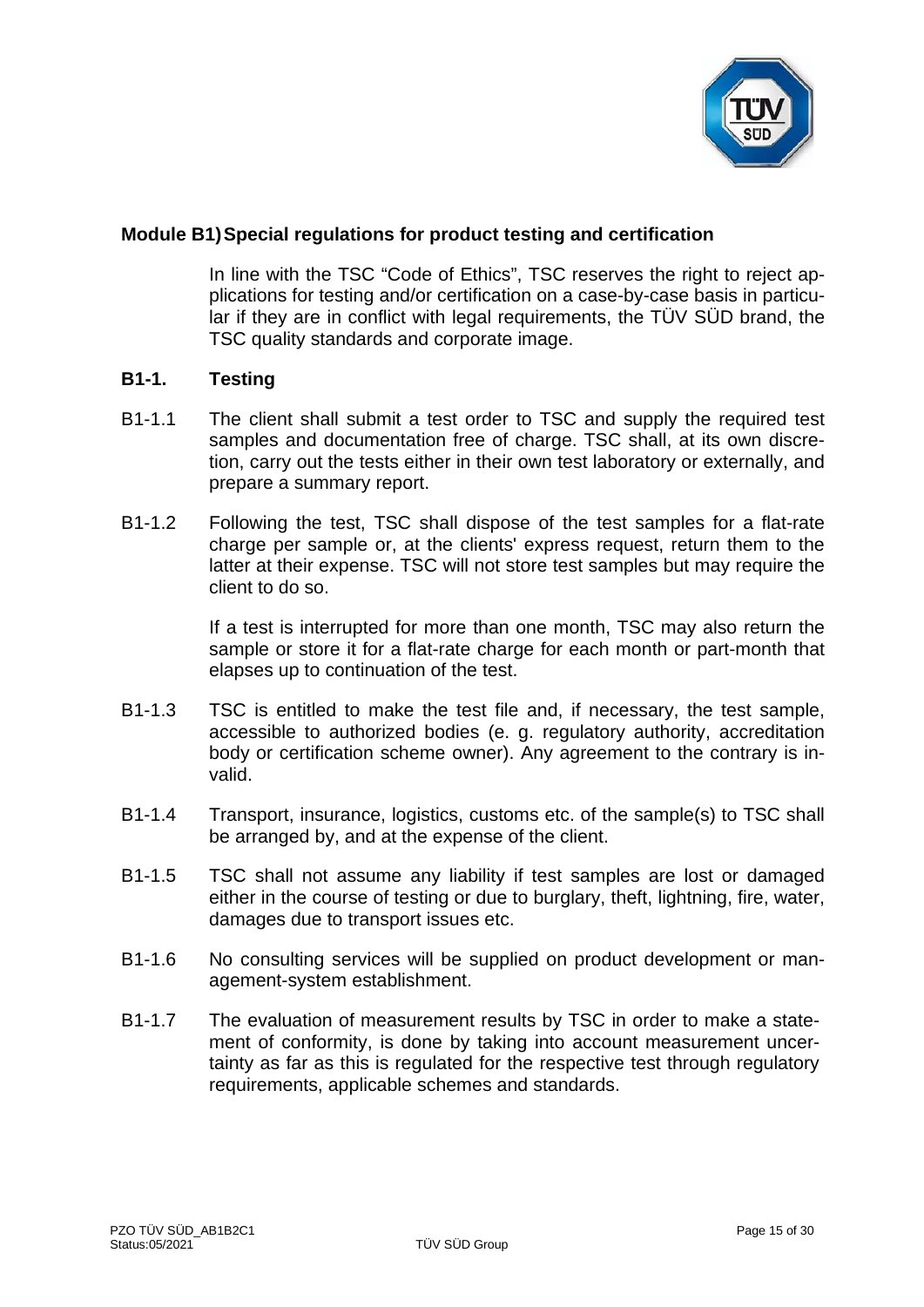## Module B1) Special regulations for product testing and certification

In line with the TSC “Code of Ethics”, TSC reserves the right to reject applications for testing and/or certification on a case-by-case basis in particular if they are in conflict with legal requirements, the TÜV SÜD brand, the TSC quality standards and corporate image.

### B1-1. Testing

B1-1.1 The client shall submit a test order to TSC and supply the required test samples and documentation free of charge. TSC shall, at its own discretion, carry out the tests either in their own test laboratory or externally, and prepare a summary report.

B1-1.2 Following the test, TSC shall dispose of the test samples for a flat-rate charge per sample or, at the clients' express request, return them to the latter at their expense. TSC will not store test samples but may require the client to do so.

If a test is interrupted for more than one month, TSC may also return the sample or store it for a flat-rate charge for each month or part-month that elapses up to continuation of the test.

B1-1.3 TSC is entitled to make the test file and, if necessary, the test sample, accessible to authorized bodies (e. g. regulatory authority, accreditation body or certification scheme owner). Any agreement to the contrary is invalid.

B1-1.4 Transport, insurance, logistics, customs etc. of the sample(s) to TSC shall be arranged by, and at the expense of the client.

B1-1.5 TSC shall not assume any liability if test samples are lost or damaged either in the course of testing or due to burglary, theft, lightning, fire, water, damages due to transport issues etc.

B1-1.6 No consulting services will be supplied on product development or management-system establishment.

B1-1.7 The evaluation of measurement results by TSC in order to make a statement of conformity, is done by taking into account measurement uncertainty as far as this is regulated for the respective test through regulatory requirements, applicable schemes and standards.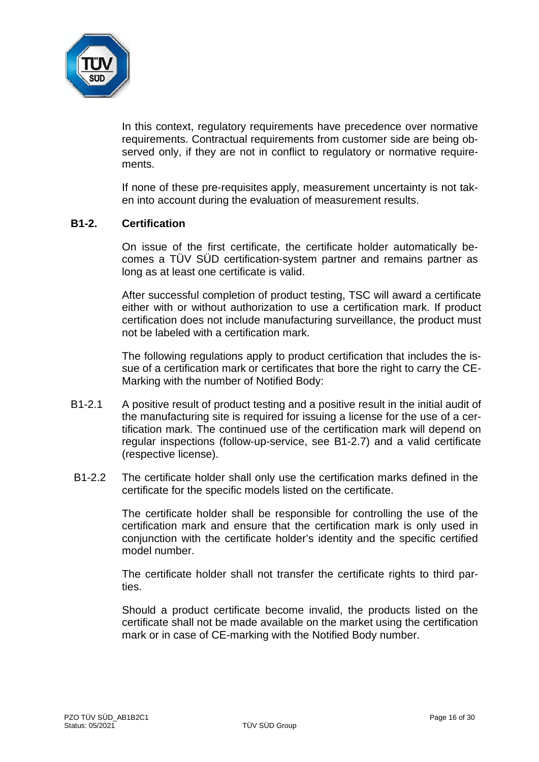In this context, regulatory requirements have precedence over normative requirements. Contractual requirements from customer side are being observed only, if they are not in conflict to regulatory or normative requirements.

If none of these pre-requisites apply, measurement uncertainty is not taken into account during the evaluation of measurement results.

## B1-2. Certification

On issue of the first certificate, the certificate holder automatically becomes a TÜV SÜD certification-system partner and remains partner as long as at least one certificate is valid.

After successful completion of product testing, TSC will award a certificate either with or without authorization to use a certification mark. If product certification does not include manufacturing surveillance, the product must not be labeled with a certification mark.

The following regulations apply to product certification that includes the issue of a certification mark or certificates that bore the right to carry the CE-Marking with the number of Notified Body:

B1-2.1 A positive result of product testing and a positive result in the initial audit of the manufacturing site is required for issuing a license for the use of a certification mark. The continued use of the certification mark will depend on regular inspections (follow-up-service, see B1-2.7) and a valid certificate (respective license).

B1-2.2 The certificate holder shall only use the certification marks defined in the certificate for the specific models listed on the certificate.

The certificate holder shall be responsible for controlling the use of the certification mark and ensure that the certification mark is only used in conjunction with the certificate holder's identity and the specific certified model number.

The certificate holder shall not transfer the certificate rights to third parties.

Should a product certificate become invalid, the products listed on the certificate shall not be made available on the market using the certification mark or in case of CE-marking with the Notified Body number.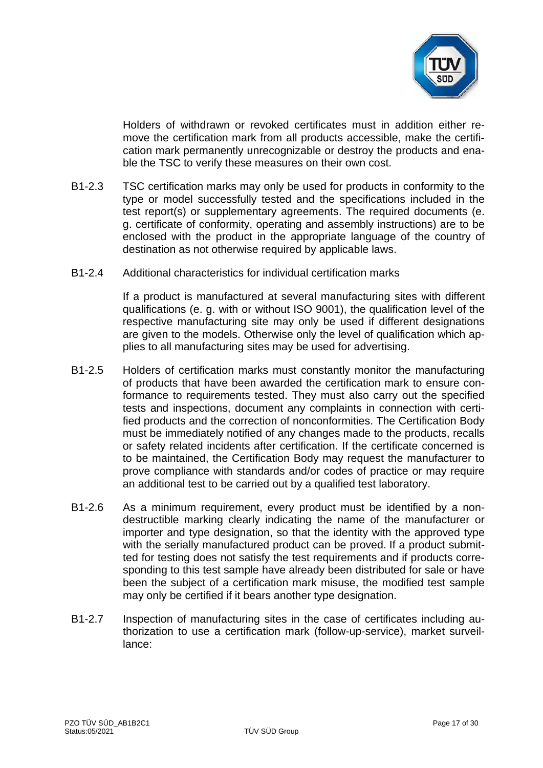Holders of withdrawn or revoked certificates must in addition either remove the certification mark from all products accessible, make the certification mark permanently unrecognizable or destroy the products and enable the TSC to verify these measures on their own cost.

B1-2.3 TSC certification marks may only be used for products in conformity to the type or model successfully tested and the specifications included in the test report(s) or supplementary agreements. The required documents (e. g. certificate of conformity, operating and assembly instructions) are to be enclosed with the product in the appropriate language of the country of destination as not otherwise required by applicable laws.

B1-2.4 Additional characteristics for individual certification marks

If a product is manufactured at several manufacturing sites with different qualifications (e. g. with or without ISO 9001), the qualification level of the respective manufacturing site may only be used if different designations are given to the models. Otherwise only the level of qualification which applies to all manufacturing sites may be used for advertising.

B1-2.5 Holders of certification marks must constantly monitor the manufacturing of products that have been awarded the certification mark to ensure conformance to requirements tested. They must also carry out the specified tests and inspections, document any complaints in connection with certified products and the correction of nonconformities. The Certification Body must be immediately notified of any changes made to the products, recalls or safety related incidents after certification. If the certificate concerned is to be maintained, the Certification Body may request the manufacturer to prove compliance with standards and/or codes of practice or may require an additional test to be carried out by a qualified test laboratory.

B1-2.6 As a minimum requirement, every product must be identified by a non-destructible marking clearly indicating the name of the manufacturer or importer and type designation, so that the identity with the approved type with the serially manufactured product can be proved. If a product submitted for testing does not satisfy the test requirements and if products corresponding to this test sample have already been distributed for sale or have been the subject of a certification mark misuse, the modified test sample may only be certified if it bears another type designation.

B1-2.7 Inspection of manufacturing sites in the case of certificates including authorization to use a certification mark (follow-up-service), market surveillance: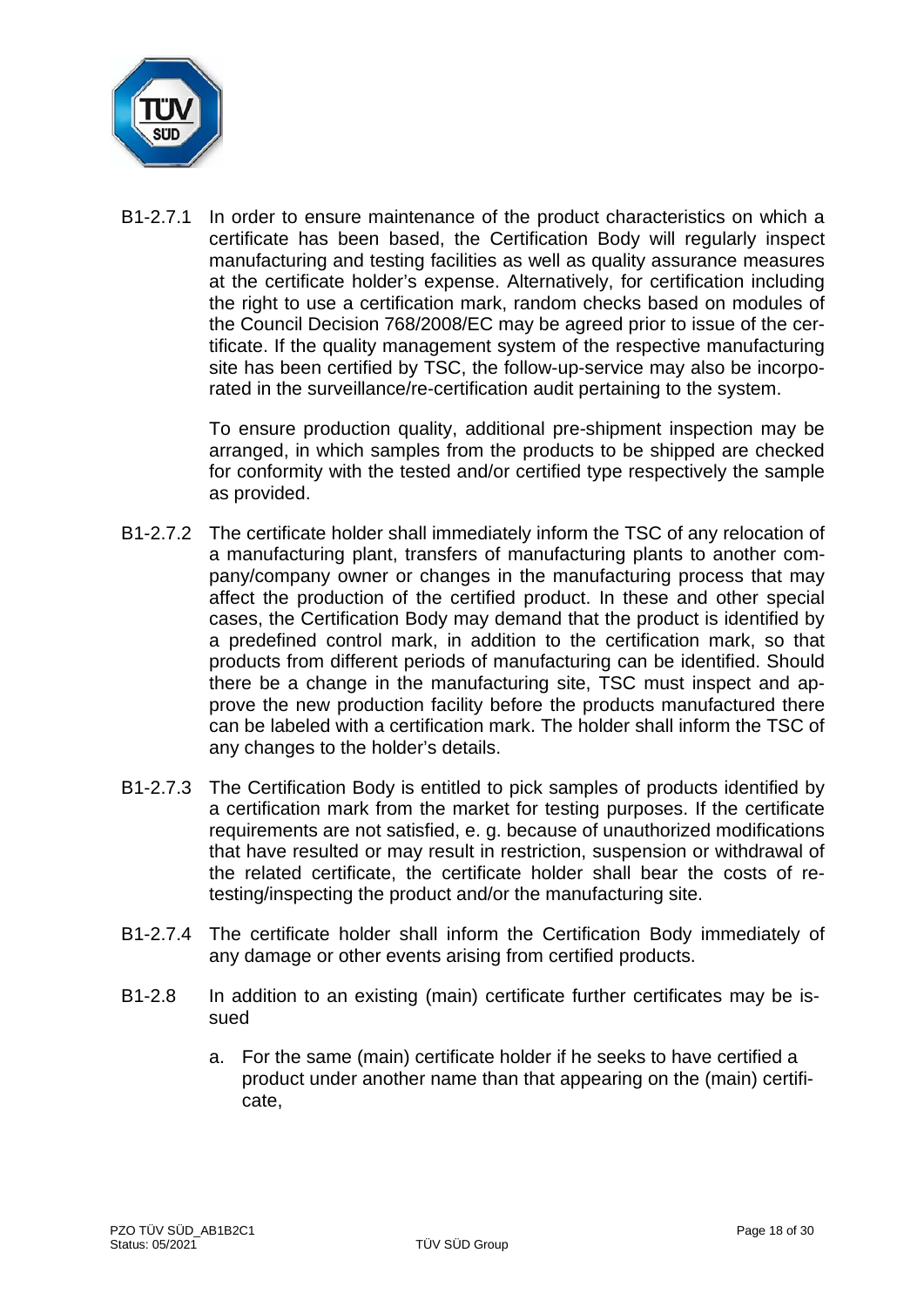B1-2.7.1 In order to ensure maintenance of the product characteristics on which a certificate has been based, the Certification Body will regularly inspect manufacturing and testing facilities as well as quality assurance measures at the certificate holder's expense. Alternatively, for certification including the right to use a certification mark, random checks based on modules of the Council Decision 768/2008/EC may be agreed prior to issue of the certificate. If the quality management system of the respective manufacturing site has been certified by TSC, the follow-up-service may also be incorporated in the surveillance/re-certification audit pertaining to the system.

To ensure production quality, additional pre-shipment inspection may be arranged, in which samples from the products to be shipped are checked for conformity with the tested and/or certified type respectively the sample as provided.

B1-2.7.2 The certificate holder shall immediately inform the TSC of any relocation of a manufacturing plant, transfers of manufacturing plants to another company/company owner or changes in the manufacturing process that may affect the production of the certified product. In these and other special cases, the Certification Body may demand that the product is identified by a predefined control mark, in addition to the certification mark, so that products from different periods of manufacturing can be identified. Should there be a change in the manufacturing site, TSC must inspect and approve the new production facility before the products manufactured there can be labeled with a certification mark. The holder shall inform the TSC of any changes to the holder's details.

B1-2.7.3 The Certification Body is entitled to pick samples of products identified by a certification mark from the market for testing purposes. If the certificate requirements are not satisfied, e. g. because of unauthorized modifications that have resulted or may result in restriction, suspension or withdrawal of the related certificate, the certificate holder shall bear the costs of re-testing/inspecting the product and/or the manufacturing site.

B1-2.7.4 The certificate holder shall inform the Certification Body immediately of any damage or other events arising from certified products.

B1-2.8 In addition to an existing (main) certificate further certificates may be issued

a. For the same (main) certificate holder if he seeks to have certified a product under another name than that appearing on the (main) certificate,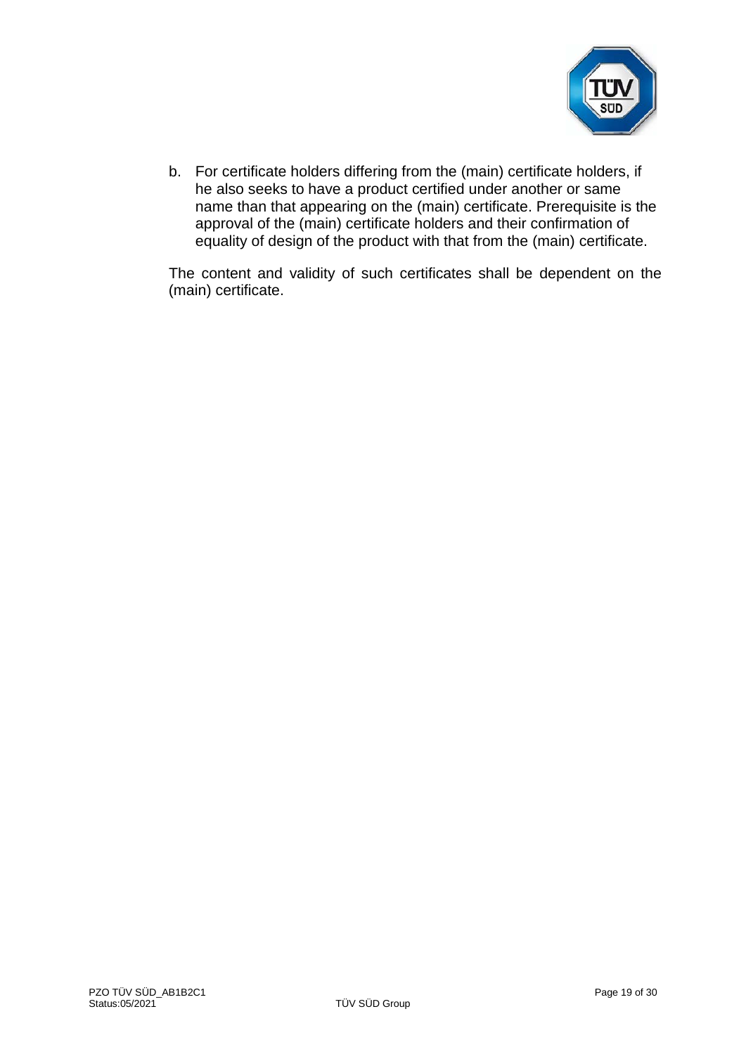b. For certificate holders differing from the (main) certificate holders, if he also seeks to have a product certified under another or same name than that appearing on the (main) certificate. Prerequisite is the approval of the (main) certificate holders and their confirmation of equality of design of the product with that from the (main) certificate.

The content and validity of such certificates shall be dependent on the (main) certificate.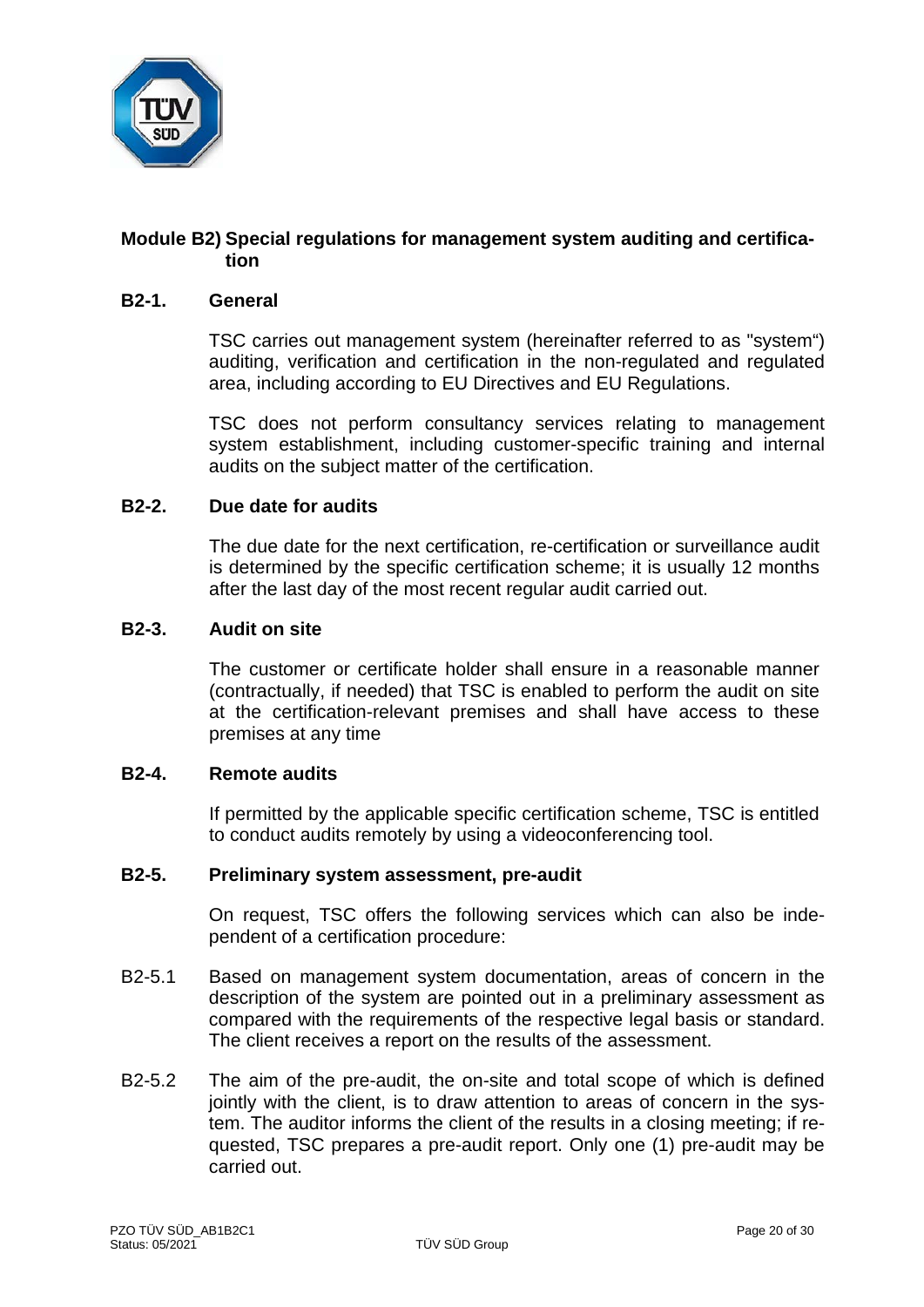## Module B2) Special regulations for management system auditing and certification

### B2-1. General

TSC carries out management system (hereinafter referred to as "system") auditing, verification and certification in the non-regulated and regulated area, including according to EU Directives and EU Regulations.

TSC does not perform consultancy services relating to management system establishment, including customer-specific training and internal audits on the subject matter of the certification.

### B2-2. Due date for audits

The due date for the next certification, re-certification or surveillance audit is determined by the specific certification scheme; it is usually 12 months after the last day of the most recent regular audit carried out.

### B2-3. Audit on site

The customer or certificate holder shall ensure in a reasonable manner (contractually, if needed) that TSC is enabled to perform the audit on site at the certification-relevant premises and shall have access to these premises at any time

### B2-4. Remote audits

If permitted by the applicable specific certification scheme, TSC is entitled to conduct audits remotely by using a videoconferencing tool.

### B2-5. Preliminary system assessment, pre-audit

On request, TSC offers the following services which can also be independent of a certification procedure:

B2-5.1 Based on management system documentation, areas of concern in the description of the system are pointed out in a preliminary assessment as compared with the requirements of the respective legal basis or standard. The client receives a report on the results of the assessment.

B2-5.2 The aim of the pre-audit, the on-site and total scope of which is defined jointly with the client, is to draw attention to areas of concern in the system. The auditor informs the client of the results in a closing meeting; if requested, TSC prepares a pre-audit report. Only one (1) pre-audit may be carried out.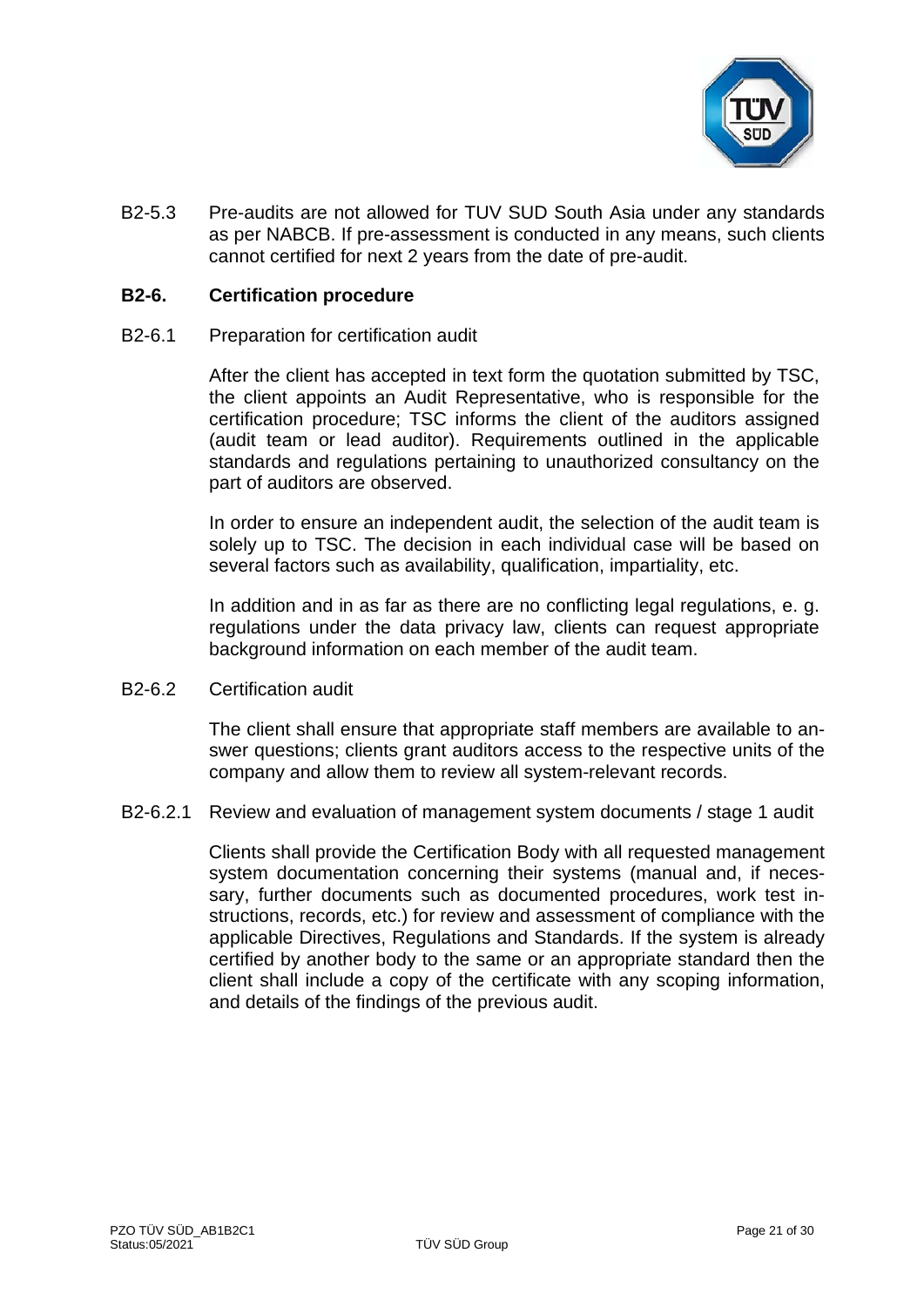B2-5.3 Pre-audits are not allowed for TUV SUD South Asia under any standards as per NABCB. If pre-assessment is conducted in any means, such clients cannot certified for next 2 years from the date of pre-audit.

## B2-6. Certification procedure

B2-6.1 Preparation for certification audit

After the client has accepted in text form the quotation submitted by TSC, the client appoints an Audit Representative, who is responsible for the certification procedure; TSC informs the client of the auditors assigned (audit team or lead auditor). Requirements outlined in the applicable standards and regulations pertaining to unauthorized consultancy on the part of auditors are observed.

In order to ensure an independent audit, the selection of the audit team is solely up to TSC. The decision in each individual case will be based on several factors such as availability, qualification, impartiality, etc.

In addition and in as far as there are no conflicting legal regulations, e. g. regulations under the data privacy law, clients can request appropriate background information on each member of the audit team.

B2-6.2 Certification audit

The client shall ensure that appropriate staff members are available to answer questions; clients grant auditors access to the respective units of the company and allow them to review all system-relevant records.

B2-6.2.1 Review and evaluation of management system documents / stage 1 audit

Clients shall provide the Certification Body with all requested management system documentation concerning their systems (manual and, if necessary, further documents such as documented procedures, work test instructions, records, etc.) for review and assessment of compliance with the applicable Directives, Regulations and Standards. If the system is already certified by another body to the same or an appropriate standard then the client shall include a copy of the certificate with any scoping information, and details of the findings of the previous audit.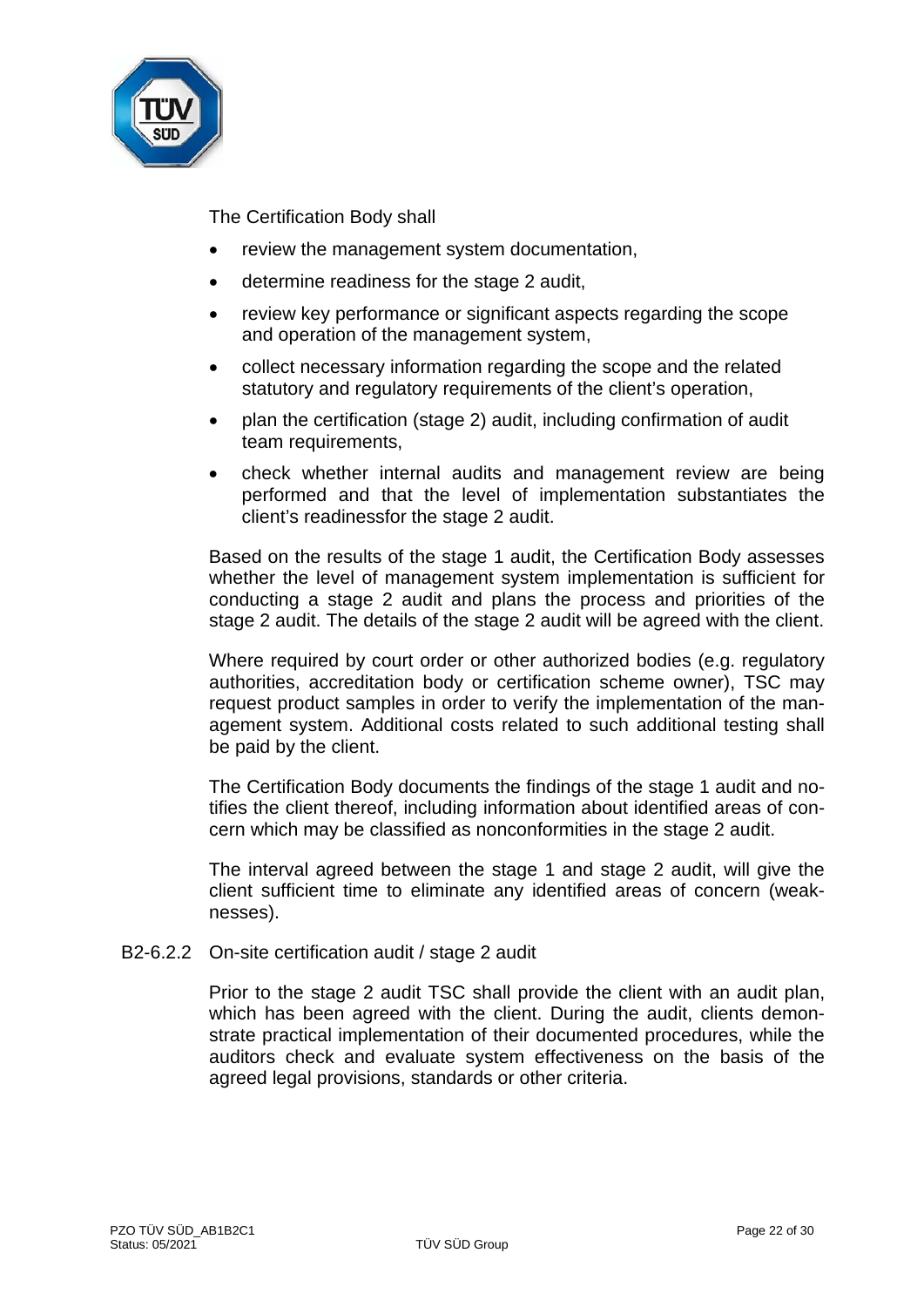The Certification Body shall

- review the management system documentation,
- determine readiness for the stage 2 audit,
- review key performance or significant aspects regarding the scope and operation of the management system,
- collect necessary information regarding the scope and the related statutory and regulatory requirements of the client's operation,
- plan the certification (stage 2) audit, including confirmation of audit team requirements,
- check whether internal audits and management review are being performed and that the level of implementation substantiates the client's readinessfor the stage 2 audit.

Based on the results of the stage 1 audit, the Certification Body assesses whether the level of management system implementation is sufficient for conducting a stage 2 audit and plans the process and priorities of the stage 2 audit. The details of the stage 2 audit will be agreed with the client.

Where required by court order or other authorized bodies (e.g. regulatory authorities, accreditation body or certification scheme owner), TSC may request product samples in order to verify the implementation of the management system. Additional costs related to such additional testing shall be paid by the client.

The Certification Body documents the findings of the stage 1 audit and notifies the client thereof, including information about identified areas of concern which may be classified as nonconformities in the stage 2 audit.

The interval agreed between the stage 1 and stage 2 audit, will give the client sufficient time to eliminate any identified areas of concern (weaknesses).

#### B2-6.2.2 On-site certification audit / stage 2 audit

Prior to the stage 2 audit TSC shall provide the client with an audit plan, which has been agreed with the client. During the audit, clients demonstrate practical implementation of their documented procedures, while the auditors check and evaluate system effectiveness on the basis of the agreed legal provisions, standards or other criteria.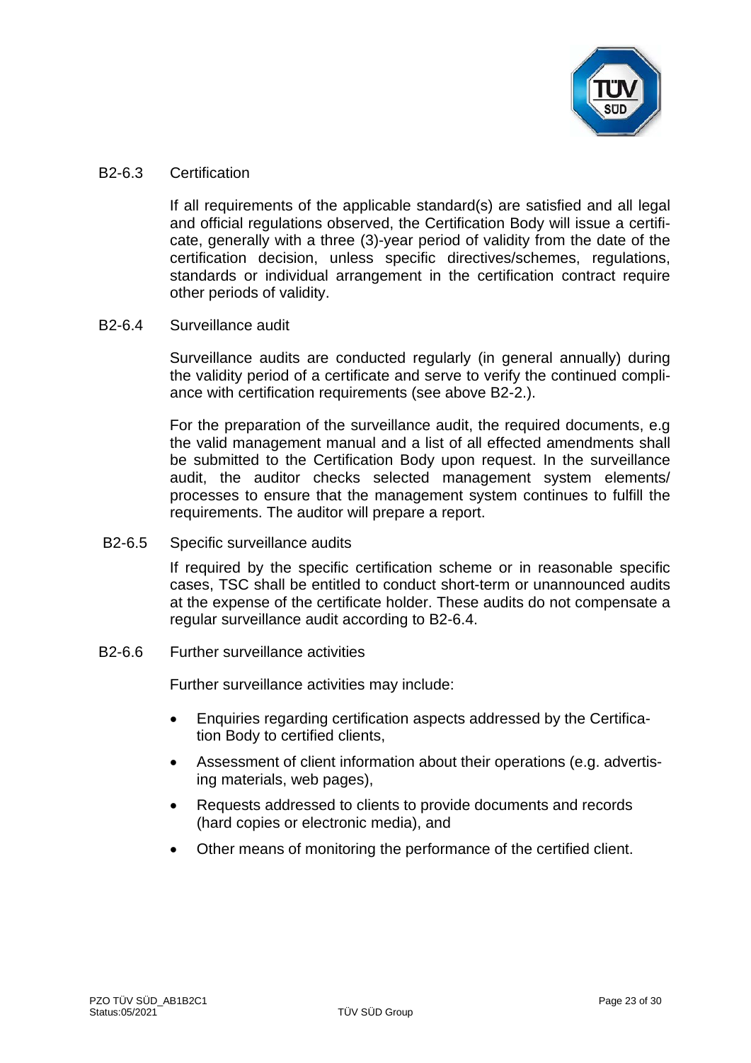### B2-6.3 Certification

If all requirements of the applicable standard(s) are satisfied and all legal and official regulations observed, the Certification Body will issue a certificate, generally with a three (3)-year period of validity from the date of the certification decision, unless specific directives/schemes, regulations, standards or individual arrangement in the certification contract require other periods of validity.

### B2-6.4 Surveillance audit

Surveillance audits are conducted regularly (in general annually) during the validity period of a certificate and serve to verify the continued compliance with certification requirements (see above B2-2.).

For the preparation of the surveillance audit, the required documents, e.g the valid management manual and a list of all effected amendments shall be submitted to the Certification Body upon request. In the surveillance audit, the auditor checks selected management system elements/ processes to ensure that the management system continues to fulfill the requirements. The auditor will prepare a report.

### B2-6.5 Specific surveillance audits

If required by the specific certification scheme or in reasonable specific cases, TSC shall be entitled to conduct short-term or unannounced audits at the expense of the certificate holder. These audits do not compensate a regular surveillance audit according to B2-6.4.

### B2-6.6 Further surveillance activities

Further surveillance activities may include:

- Enquiries regarding certification aspects addressed by the Certification Body to certified clients,
- Assessment of client information about their operations (e.g. advertising materials, web pages),
- Requests addressed to clients to provide documents and records (hard copies or electronic media), and
- Other means of monitoring the performance of the certified client.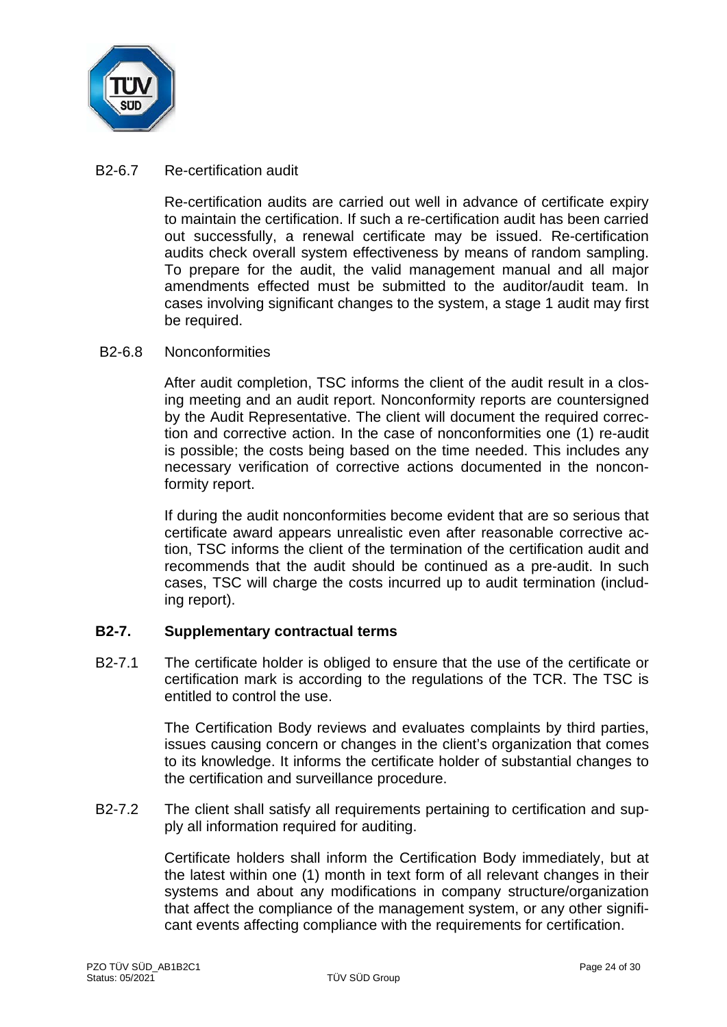### B2-6.7 Re-certification audit

Re-certification audits are carried out well in advance of certificate expiry to maintain the certification. If such a re-certification audit has been carried out successfully, a renewal certificate may be issued. Re-certification audits check overall system effectiveness by means of random sampling. To prepare for the audit, the valid management manual and all major amendments effected must be submitted to the auditor/audit team. In cases involving significant changes to the system, a stage 1 audit may first be required.

### B2-6.8 Nonconformities

After audit completion, TSC informs the client of the audit result in a closing meeting and an audit report. Nonconformity reports are countersigned by the Audit Representative. The client will document the required correction and corrective action. In the case of nonconformities one (1) re-audit is possible; the costs being based on the time needed. This includes any necessary verification of corrective actions documented in the nonconformity report.

If during the audit nonconformities become evident that are so serious that certificate award appears unrealistic even after reasonable corrective action, TSC informs the client of the termination of the certification audit and recommends that the audit should be continued as a pre-audit. In such cases, TSC will charge the costs incurred up to audit termination (including report).

## B2-7. Supplementary contractual terms

B2-7.1 The certificate holder is obliged to ensure that the use of the certificate or certification mark is according to the regulations of the TCR. The TSC is entitled to control the use.

The Certification Body reviews and evaluates complaints by third parties, issues causing concern or changes in the client's organization that comes to its knowledge. It informs the certificate holder of substantial changes to the certification and surveillance procedure.

B2-7.2 The client shall satisfy all requirements pertaining to certification and supply all information required for auditing.

Certificate holders shall inform the Certification Body immediately, but at the latest within one (1) month in text form of all relevant changes in their systems and about any modifications in company structure/organization that affect the compliance of the management system, or any other significant events affecting compliance with the requirements for certification.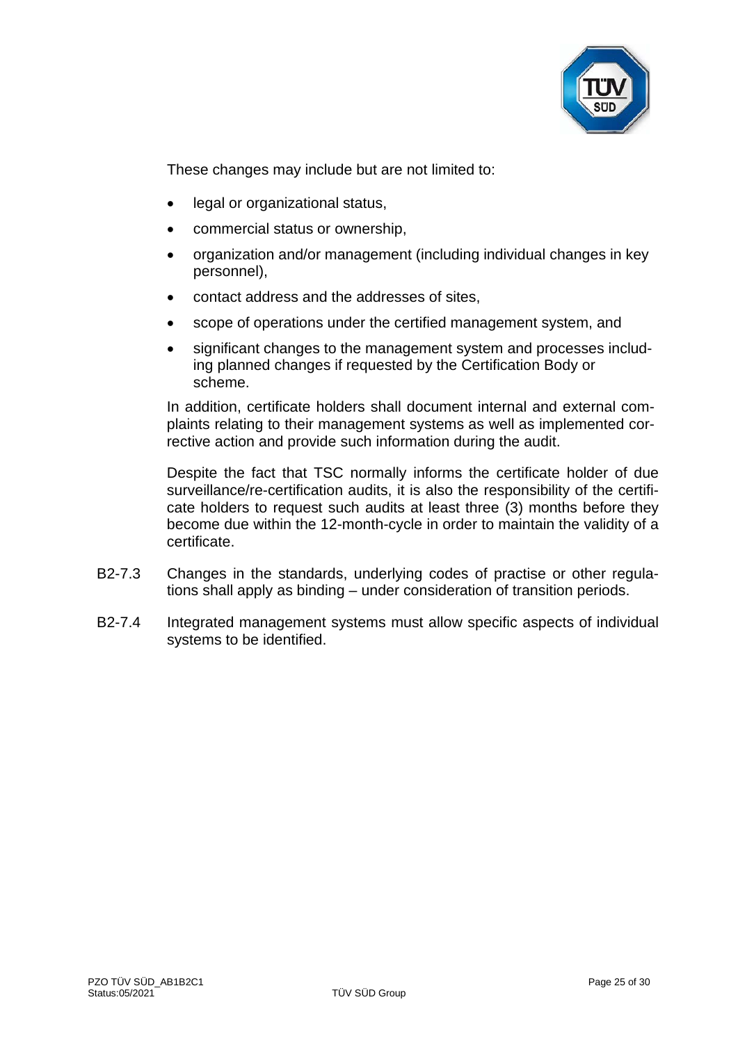These changes may include but are not limited to:

- legal or organizational status,
- commercial status or ownership,
- organization and/or management (including individual changes in key personnel),
- contact address and the addresses of sites,
- scope of operations under the certified management system, and
- significant changes to the management system and processes including planned changes if requested by the Certification Body or scheme.

In addition, certificate holders shall document internal and external complaints relating to their management systems as well as implemented corrective action and provide such information during the audit.

Despite the fact that TSC normally informs the certificate holder of due surveillance/re-certification audits, it is also the responsibility of the certificate holders to request such audits at least three (3) months before they become due within the 12-month-cycle in order to maintain the validity of a certificate.

B2-7.3 Changes in the standards, underlying codes of practise or other regulations shall apply as binding – under consideration of transition periods.

B2-7.4 Integrated management systems must allow specific aspects of individual systems to be identified.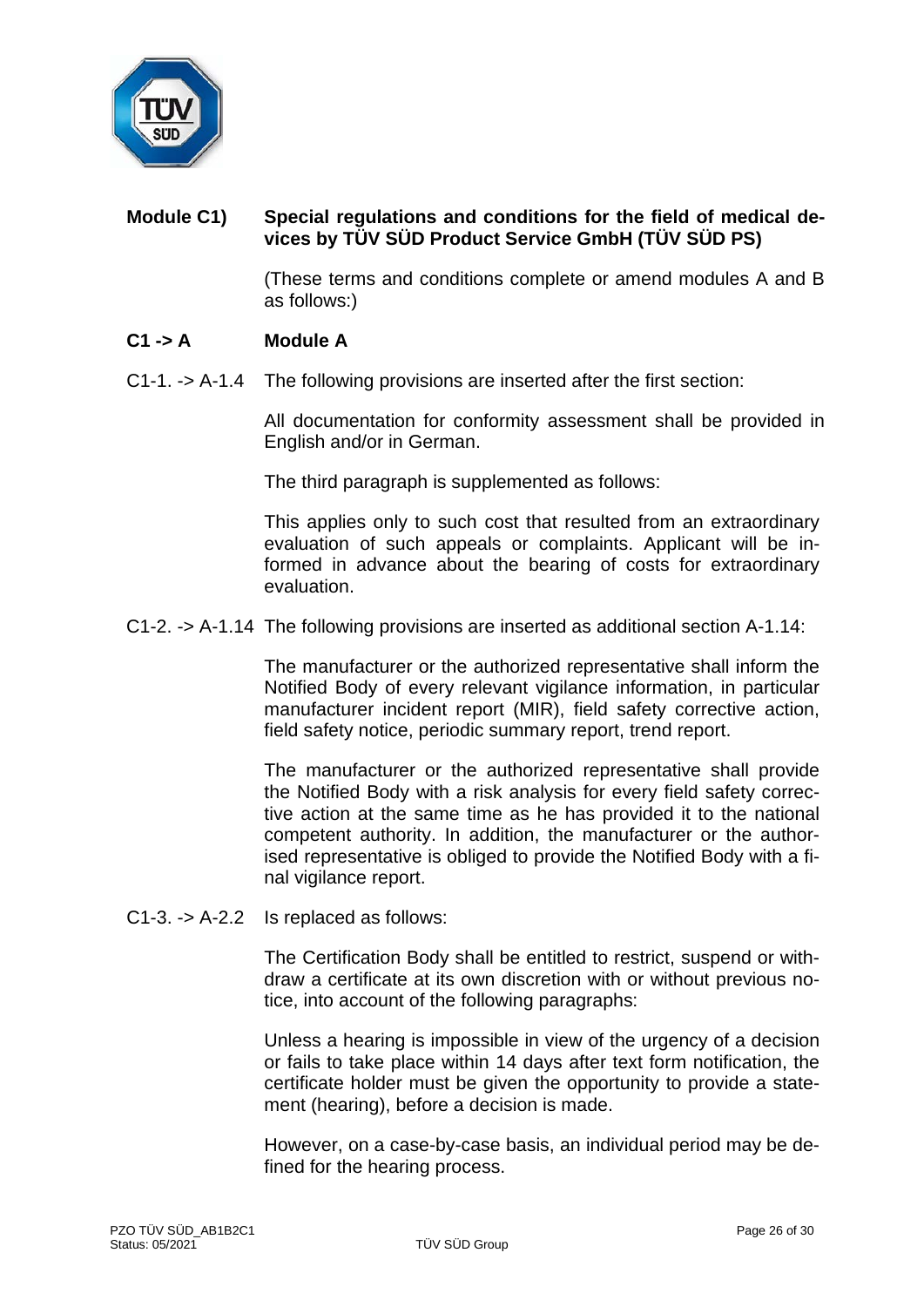## Module C1) Special regulations and conditions for the field of medical devices by TÜV SÜD Product Service GmbH (TÜV SÜD PS)

(These terms and conditions complete or amend modules A and B as follows:)

### C1 -> A Module A

C1-1. -> A-1.4 The following provisions are inserted after the first section:

All documentation for conformity assessment shall be provided in English and/or in German.

The third paragraph is supplemented as follows:

This applies only to such cost that resulted from an extraordinary evaluation of such appeals or complaints. Applicant will be informed in advance about the bearing of costs for extraordinary evaluation.

C1-2. -> A-1.14 The following provisions are inserted as additional section A-1.14:

The manufacturer or the authorized representative shall inform the Notified Body of every relevant vigilance information, in particular manufacturer incident report (MIR), field safety corrective action, field safety notice, periodic summary report, trend report.

The manufacturer or the authorized representative shall provide the Notified Body with a risk analysis for every field safety corrective action at the same time as he has provided it to the national competent authority. In addition, the manufacturer or the authorised representative is obliged to provide the Notified Body with a final vigilance report.

C1-3. -> A-2.2 Is replaced as follows:

The Certification Body shall be entitled to restrict, suspend or withdraw a certificate at its own discretion with or without previous notice, into account of the following paragraphs:

Unless a hearing is impossible in view of the urgency of a decision or fails to take place within 14 days after text form notification, the certificate holder must be given the opportunity to provide a statement (hearing), before a decision is made.

However, on a case-by-case basis, an individual period may be defined for the hearing process.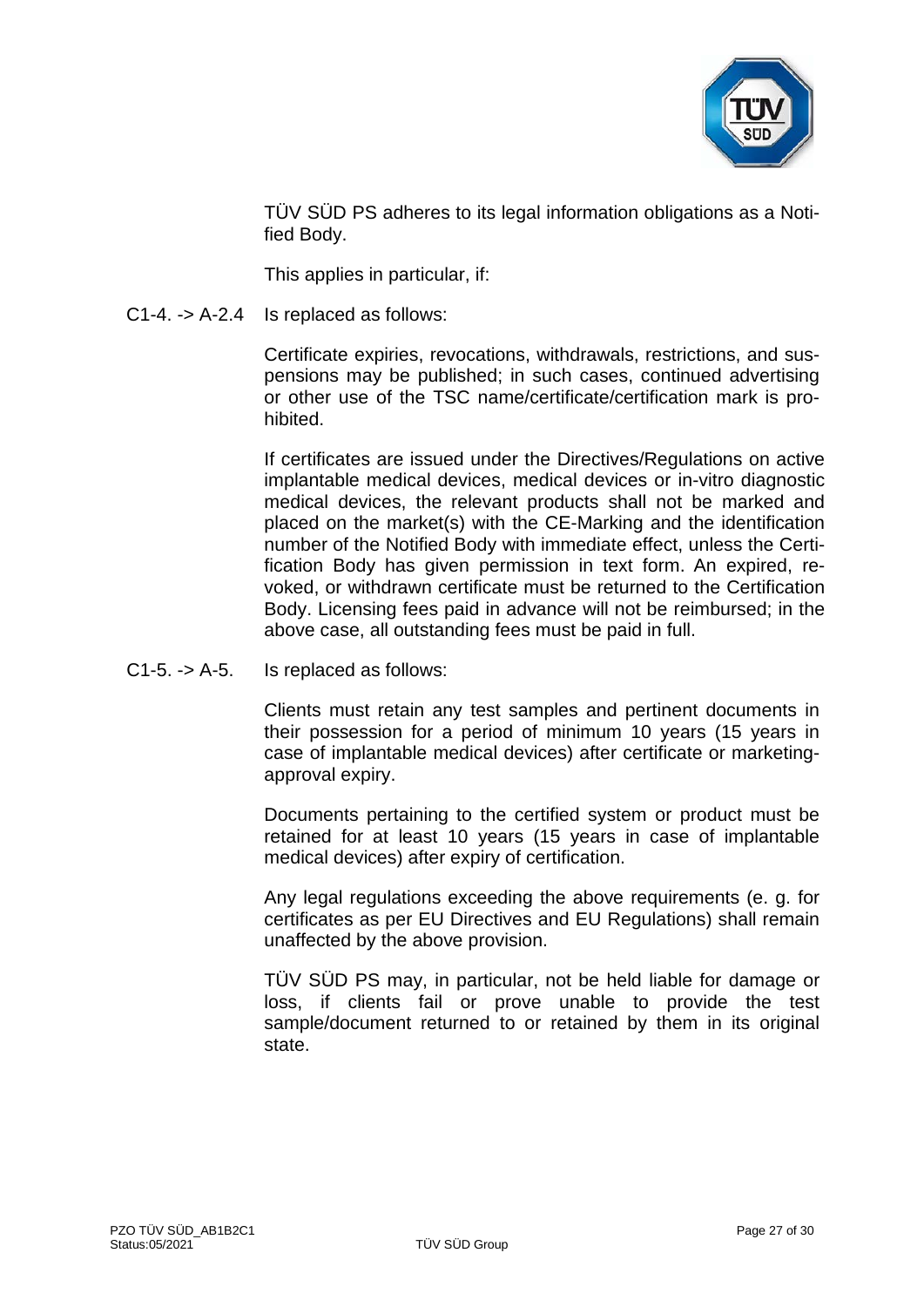TÜV SÜD PS adheres to its legal information obligations as a Notified Body.

This applies in particular, if:

C1-4. -> A-2.4 Is replaced as follows:

Certificate expiries, revocations, withdrawals, restrictions, and suspensions may be published; in such cases, continued advertising or other use of the TSC name/certificate/certification mark is prohibited.

If certificates are issued under the Directives/Regulations on active implantable medical devices, medical devices or in-vitro diagnostic medical devices, the relevant products shall not be marked and placed on the market(s) with the CE-Marking and the identification number of the Notified Body with immediate effect, unless the Certification Body has given permission in text form. An expired, revoked, or withdrawn certificate must be returned to the Certification Body. Licensing fees paid in advance will not be reimbursed; in the above case, all outstanding fees must be paid in full.

C1-5. -> A-5. Is replaced as follows:

Clients must retain any test samples and pertinent documents in their possession for a period of minimum 10 years (15 years in case of implantable medical devices) after certificate or marketing-approval expiry.

Documents pertaining to the certified system or product must be retained for at least 10 years (15 years in case of implantable medical devices) after expiry of certification.

Any legal regulations exceeding the above requirements (e. g. for certificates as per EU Directives and EU Regulations) shall remain unaffected by the above provision.

TÜV SÜD PS may, in particular, not be held liable for damage or loss, if clients fail or prove unable to provide the test sample/document returned to or retained by them in its original state.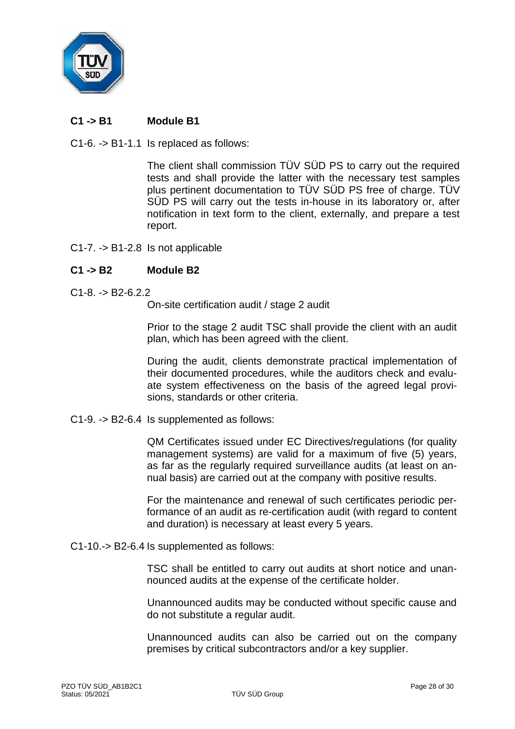## C1 -> B1 Module B1

C1-6. -> B1-1.1 Is replaced as follows:

The client shall commission TÜV SÜD PS to carry out the required tests and shall provide the latter with the necessary test samples plus pertinent documentation to TÜV SÜD PS free of charge. TÜV SÜD PS will carry out the tests in-house in its laboratory or, after notification in text form to the client, externally, and prepare a test report.

C1-7. -> B1-2.8 Is not applicable

## C1 -> B2 Module B2

C1-8. -> B2-6.2.2

On-site certification audit / stage 2 audit

Prior to the stage 2 audit TSC shall provide the client with an audit plan, which has been agreed with the client.

During the audit, clients demonstrate practical implementation of their documented procedures, while the auditors check and evaluate system effectiveness on the basis of the agreed legal provisions, standards or other criteria.

C1-9. -> B2-6.4 Is supplemented as follows:

QM Certificates issued under EC Directives/regulations (for quality management systems) are valid for a maximum of five (5) years, as far as the regularly required surveillance audits (at least on annual basis) are carried out at the company with positive results.

For the maintenance and renewal of such certificates periodic performance of an audit as re-certification audit (with regard to content and duration) is necessary at least every 5 years.

C1-10.-> B2-6.4 Is supplemented as follows:

TSC shall be entitled to carry out audits at short notice and unannounced audits at the expense of the certificate holder.

Unannounced audits may be conducted without specific cause and do not substitute a regular audit.

Unannounced audits can also be carried out on the company premises by critical subcontractors and/or a key supplier.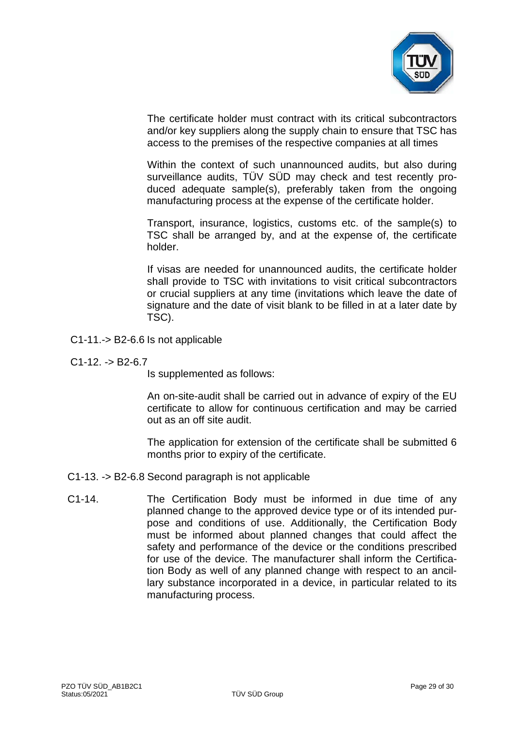The certificate holder must contract with its critical subcontractors and/or key suppliers along the supply chain to ensure that TSC has access to the premises of the respective companies at all times

Within the context of such unannounced audits, but also during surveillance audits, TÜV SÜD may check and test recently produced adequate sample(s), preferably taken from the ongoing manufacturing process at the expense of the certificate holder.

Transport, insurance, logistics, customs etc. of the sample(s) to TSC shall be arranged by, and at the expense of, the certificate holder.

If visas are needed for unannounced audits, the certificate holder shall provide to TSC with invitations to visit critical subcontractors or crucial suppliers at any time (invitations which leave the date of signature and the date of visit blank to be filled in at a later date by TSC).

C1-11.-> B2-6.6 Is not applicable

C1-12. -> B2-6.7
Is supplemented as follows:

An on-site-audit shall be carried out in advance of expiry of the EU certificate to allow for continuous certification and may be carried out as an off site audit.

The application for extension of the certificate shall be submitted 6 months prior to expiry of the certificate.

C1-13. -> B2-6.8 Second paragraph is not applicable

C1-14. The Certification Body must be informed in due time of any planned change to the approved device type or of its intended purpose and conditions of use. Additionally, the Certification Body must be informed about planned changes that could affect the safety and performance of the device or the conditions prescribed for use of the device. The manufacturer shall inform the Certification Body as well of any planned change with respect to an ancillary substance incorporated in a device, in particular related to its manufacturing process.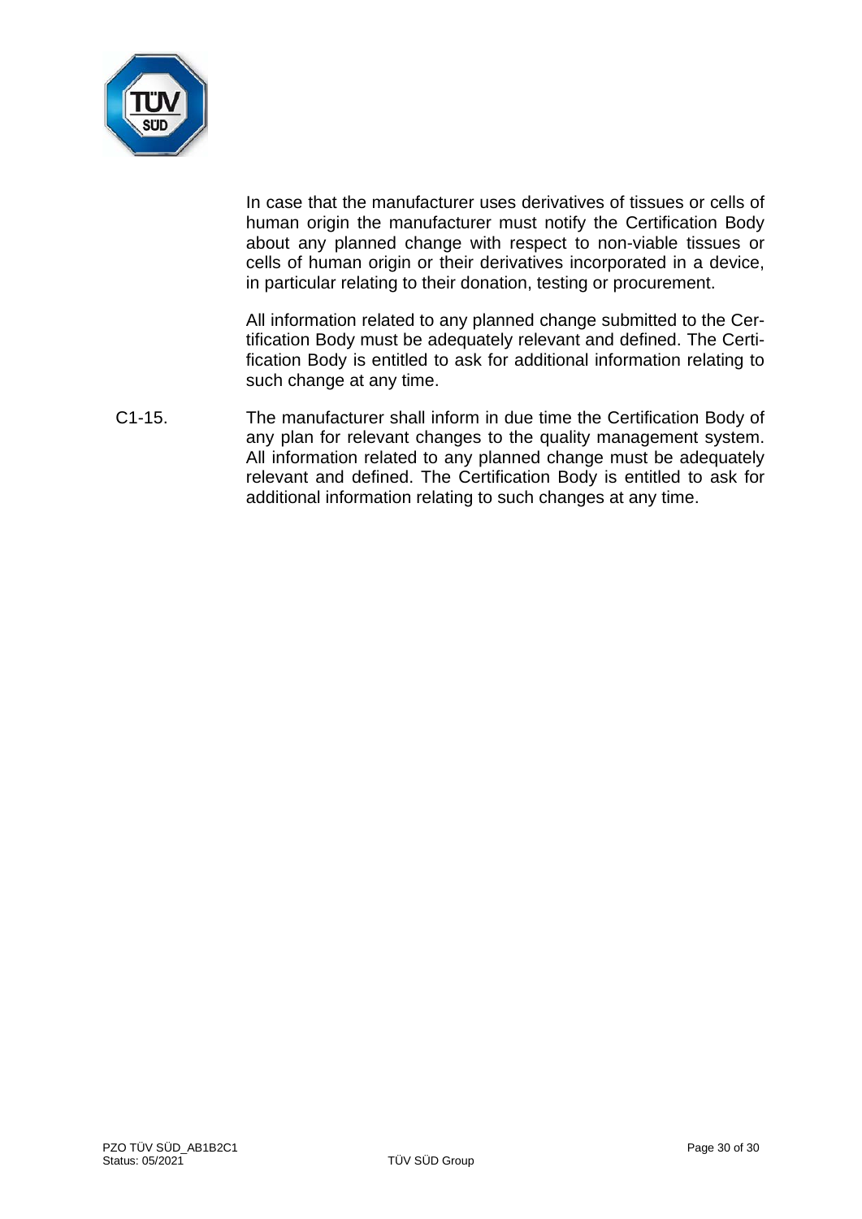In case that the manufacturer uses derivatives of tissues or cells of human origin the manufacturer must notify the Certification Body about any planned change with respect to non-viable tissues or cells of human origin or their derivatives incorporated in a device, in particular relating to their donation, testing or procurement.

All information related to any planned change submitted to the Certification Body must be adequately relevant and defined. The Certification Body is entitled to ask for additional information relating to such change at any time.

C1-15. The manufacturer shall inform in due time the Certification Body of any plan for relevant changes to the quality management system. All information related to any planned change must be adequately relevant and defined. The Certification Body is entitled to ask for additional information relating to such changes at any time.